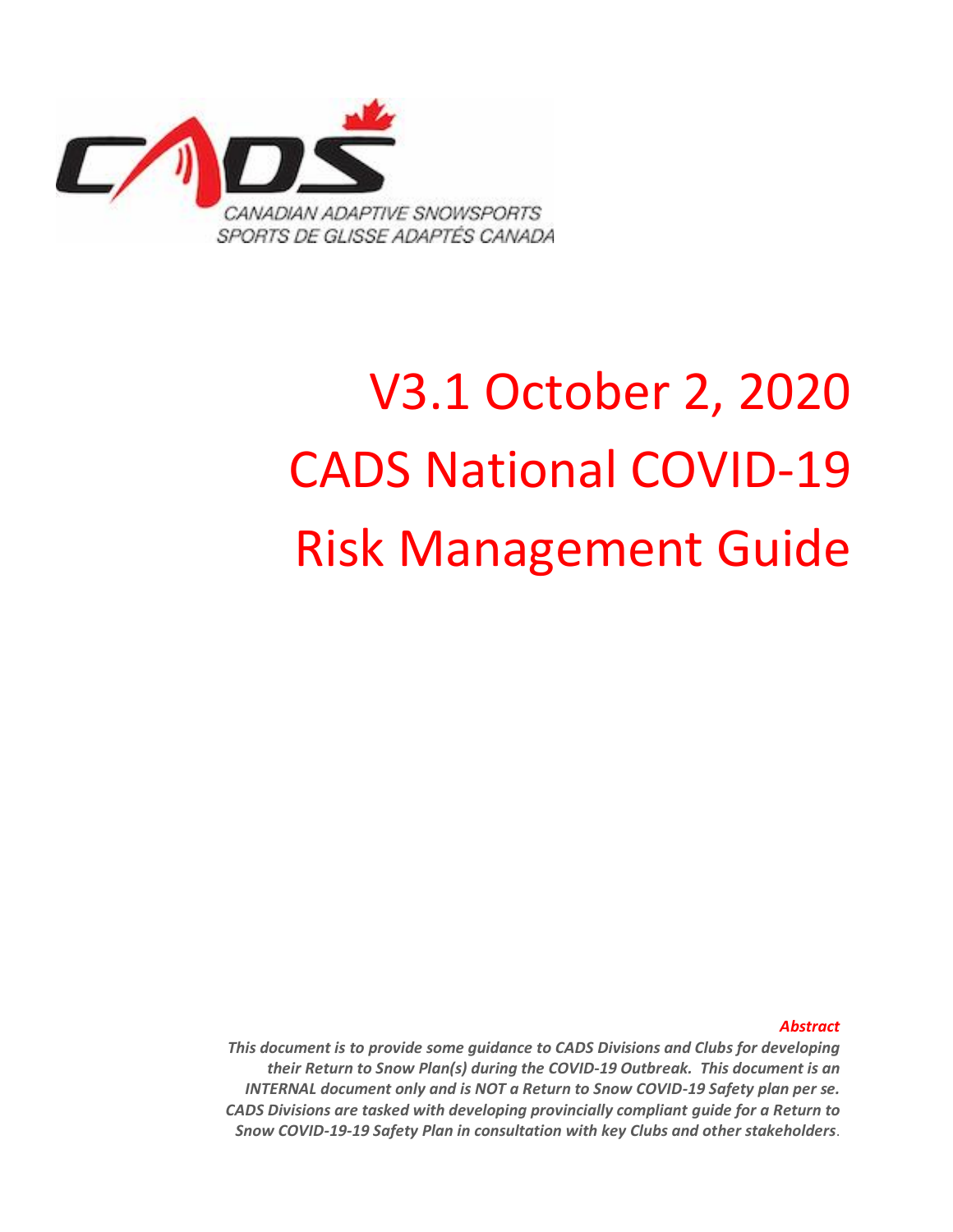CANADIAN ADAPTIVE SNOWSPORTS
SPORTS DE GLISSE ADAPTÉS CANADA

# V3.1 October 2, 2020
# CADS National COVID-19
# Risk Management Guide

***Abstract***

***This document is to provide some guidance to CADS Divisions and Clubs for developing their Return to Snow Plan(s) during the COVID-19 Outbreak. This document is an INTERNAL document only and is NOT a Return to Snow COVID-19 Safety plan per se. CADS Divisions are tasked with developing provincially compliant guide for a Return to Snow COVID-19-19 Safety Plan in consultation with key Clubs and other stakeholders.***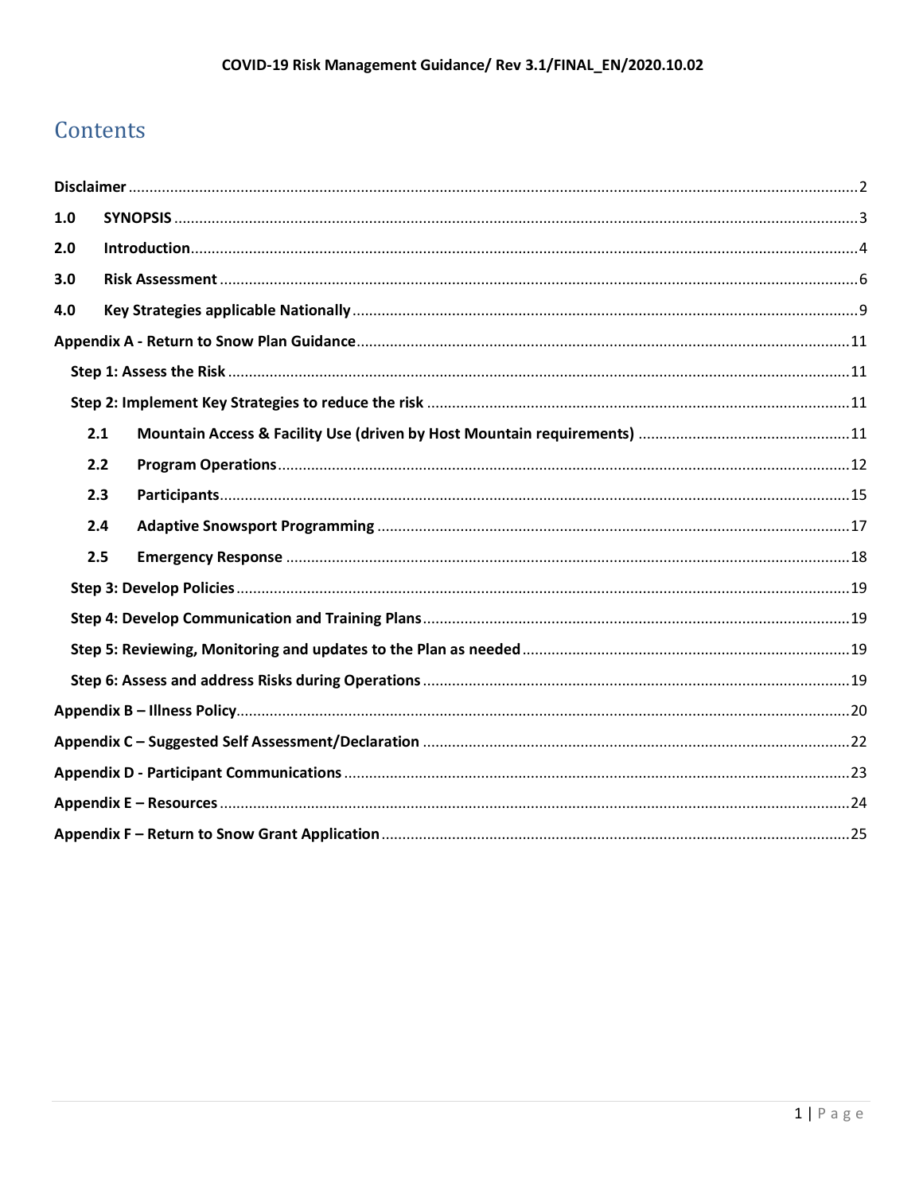# Contents

| | |
|---|---|
| **Disclaimer** | 2 |
| **1.0 SYNOPSIS** | 3 |
| **2.0 Introduction** | 4 |
| **3.0 Risk Assessment** | 6 |
| **4.0 Key Strategies applicable Nationally** | 9 |
| **Appendix A - Return to Snow Plan Guidance** | 11 |
| **Step 1: Assess the Risk** | 11 |
| **Step 2: Implement Key Strategies to reduce the risk** | 11 |
| **2.1 Mountain Access & Facility Use (driven by Host Mountain requirements)** | 11 |
| **2.2 Program Operations** | 12 |
| **2.3 Participants** | 15 |
| **2.4 Adaptive Snowsport Programming** | 17 |
| **2.5 Emergency Response** | 18 |
| **Step 3: Develop Policies** | 19 |
| **Step 4: Develop Communication and Training Plans** | 19 |
| **Step 5: Reviewing, Monitoring and updates to the Plan as needed** | 19 |
| **Step 6: Assess and address Risks during Operations** | 19 |
| **Appendix B – Illness Policy** | 20 |
| **Appendix C – Suggested Self Assessment/Declaration** | 22 |
| **Appendix D - Participant Communications** | 23 |
| **Appendix E – Resources** | 24 |
| **Appendix F – Return to Snow Grant Application** | 25 |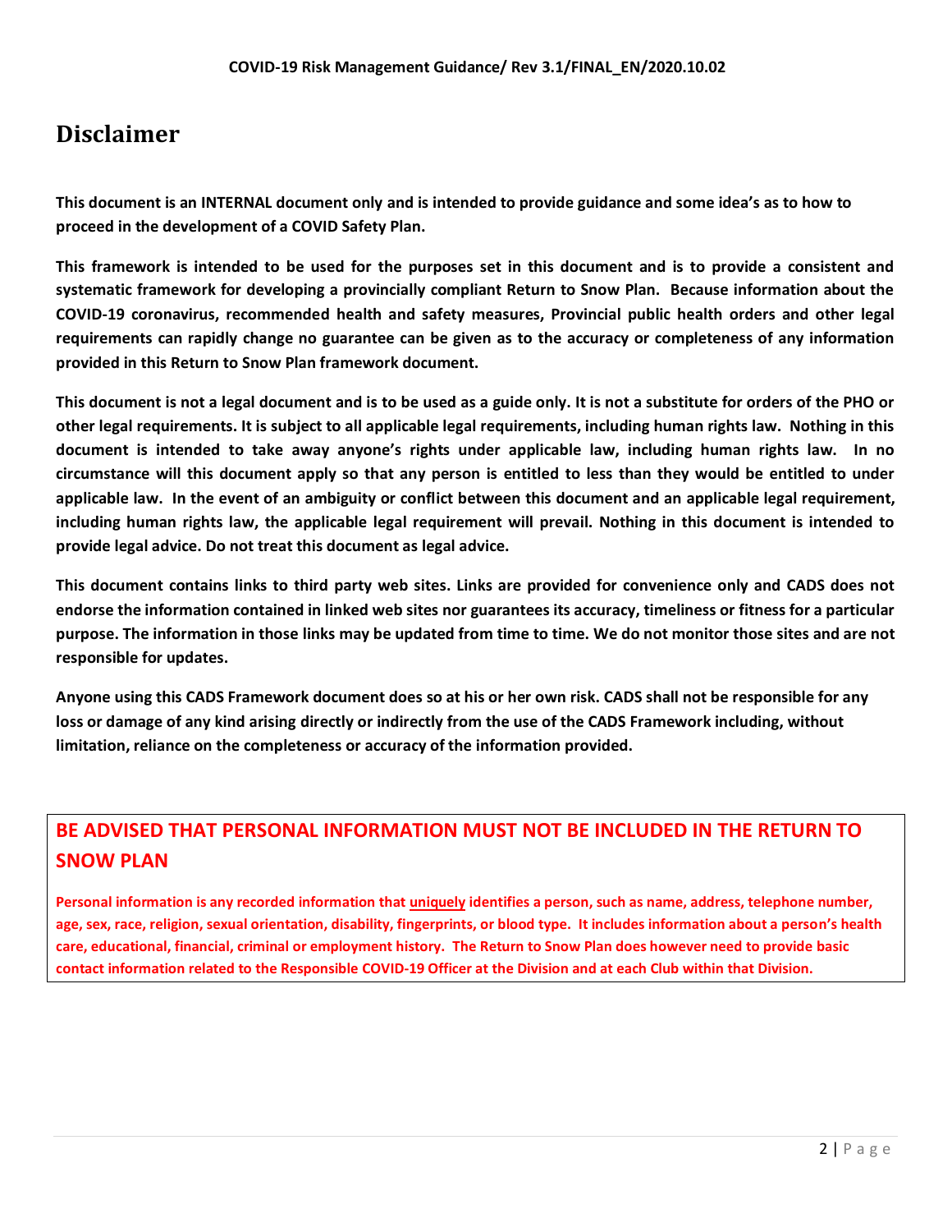# Disclaimer

**This document is an INTERNAL document only and is intended to provide guidance and some idea's as to how to proceed in the development of a COVID Safety Plan.**

**This framework is intended to be used for the purposes set in this document and is to provide a consistent and systematic framework for developing a provincially compliant Return to Snow Plan. Because information about the COVID-19 coronavirus, recommended health and safety measures, Provincial public health orders and other legal requirements can rapidly change no guarantee can be given as to the accuracy or completeness of any information provided in this Return to Snow Plan framework document.**

**This document is not a legal document and is to be used as a guide only. It is not a substitute for orders of the PHO or other legal requirements. It is subject to all applicable legal requirements, including human rights law. Nothing in this document is intended to take away anyone's rights under applicable law, including human rights law. In no circumstance will this document apply so that any person is entitled to less than they would be entitled to under applicable law. In the event of an ambiguity or conflict between this document and an applicable legal requirement, including human rights law, the applicable legal requirement will prevail. Nothing in this document is intended to provide legal advice. Do not treat this document as legal advice.**

**This document contains links to third party web sites. Links are provided for convenience only and CADS does not endorse the information contained in linked web sites nor guarantees its accuracy, timeliness or fitness for a particular purpose. The information in those links may be updated from time to time. We do not monitor those sites and are not responsible for updates.**

**Anyone using this CADS Framework document does so at his or her own risk. CADS shall not be responsible for any loss or damage of any kind arising directly or indirectly from the use of the CADS Framework including, without limitation, reliance on the completeness or accuracy of the information provided.**

## BE ADVISED THAT PERSONAL INFORMATION MUST NOT BE INCLUDED IN THE RETURN TO SNOW PLAN

**Personal information is any recorded information that uniquely identifies a person, such as name, address, telephone number, age, sex, race, religion, sexual orientation, disability, fingerprints, or blood type. It includes information about a person's health care, educational, financial, criminal or employment history. The Return to Snow Plan does however need to provide basic contact information related to the Responsible COVID-19 Officer at the Division and at each Club within that Division.**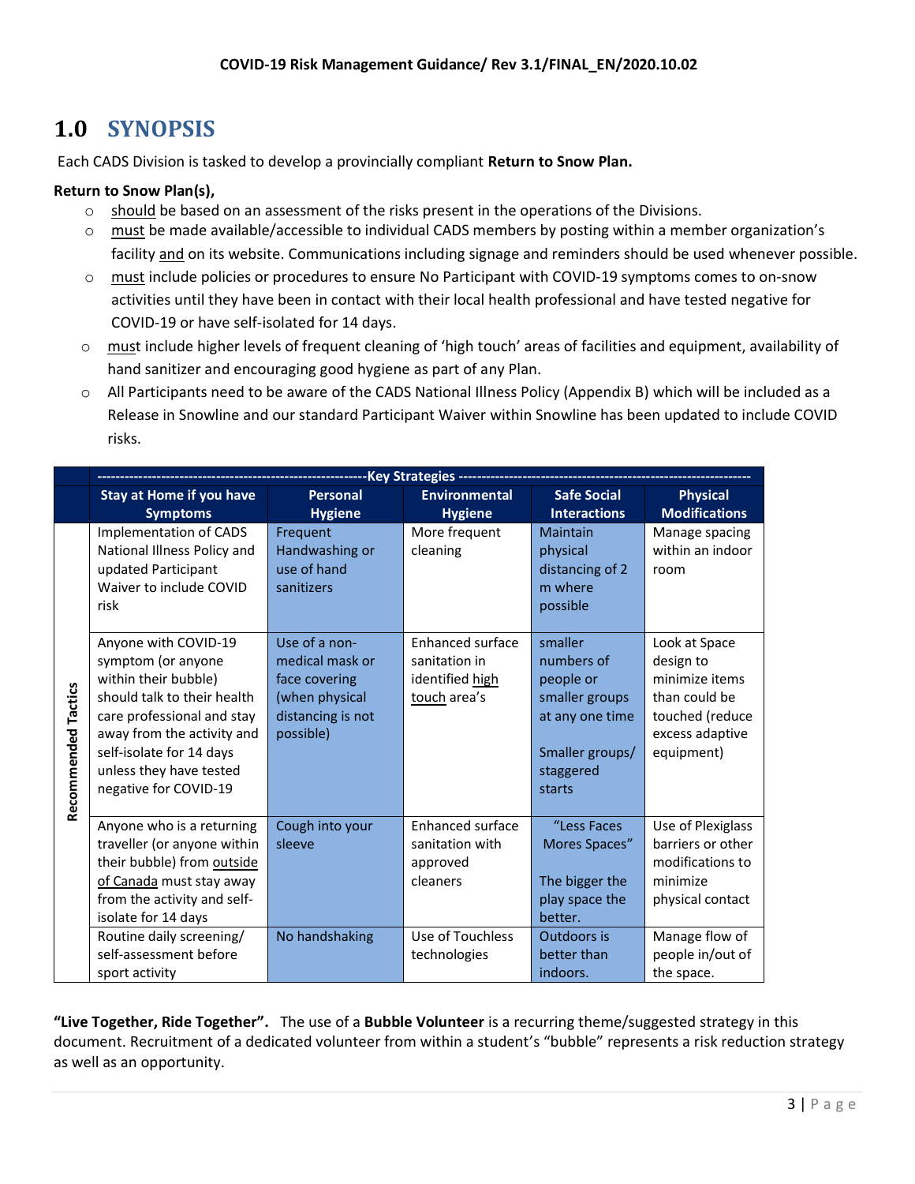# 1.0 SYNOPSIS

Each CADS Division is tasked to develop a provincially compliant **Return to Snow Plan.**

**Return to Snow Plan(s),**

- should be based on an assessment of the risks present in the operations of the Divisions.
- must be made available/accessible to individual CADS members by posting within a member organization's facility and on its website. Communications including signage and reminders should be used whenever possible.
- must include policies or procedures to ensure No Participant with COVID-19 symptoms comes to on-snow activities until they have been in contact with their local health professional and have tested negative for COVID-19 or have self-isolated for 14 days.
- must include higher levels of frequent cleaning of 'high touch' areas of facilities and equipment, availability of hand sanitizer and encouraging good hygiene as part of any Plan.
- All Participants need to be aware of the CADS National Illness Policy (Appendix B) which will be included as a Release in Snowline and our standard Participant Waiver within Snowline has been updated to include COVID risks.

| | Key Strategies | | | | |
|---|---|---|---|---|---|
| | **Stay at Home if you have Symptoms** | **Personal Hygiene** | **Environmental Hygiene** | **Safe Social Interactions** | **Physical Modifications** |
| **Recommended Tactics** | Implementation of CADS National Illness Policy and updated Participant Waiver to include COVID risk | Frequent Handwashing or use of hand sanitizers | More frequent cleaning | Maintain physical distancing of 2 m where possible | Manage spacing within an indoor room |
| | Anyone with COVID-19 symptom (or anyone within their bubble) should talk to their health care professional and stay away from the activity and self-isolate for 14 days unless they have tested negative for COVID-19 | Use of a non-medical mask or face covering (when physical distancing is not possible) | Enhanced surface sanitation in identified high touch area's | smaller numbers of people or smaller groups at any one time<br><br>Smaller groups/ staggered starts | Look at Space design to minimize items than could be touched (reduce excess adaptive equipment) |
| | Anyone who is a returning traveller (or anyone within their bubble) from outside of Canada must stay away from the activity and self-isolate for 14 days | Cough into your sleeve | Enhanced surface sanitation with approved cleaners | "Less Faces Mores Spaces"<br><br>The bigger the play space the better. | Use of Plexiglass barriers or other modifications to minimize physical contact |
| | Routine daily screening/ self-assessment before sport activity | No handshaking | Use of Touchless technologies | Outdoors is better than indoors. | Manage flow of people in/out of the space. |

**"Live Together, Ride Together".** The use of a **Bubble Volunteer** is a recurring theme/suggested strategy in this document. Recruitment of a dedicated volunteer from within a student's "bubble" represents a risk reduction strategy as well as an opportunity.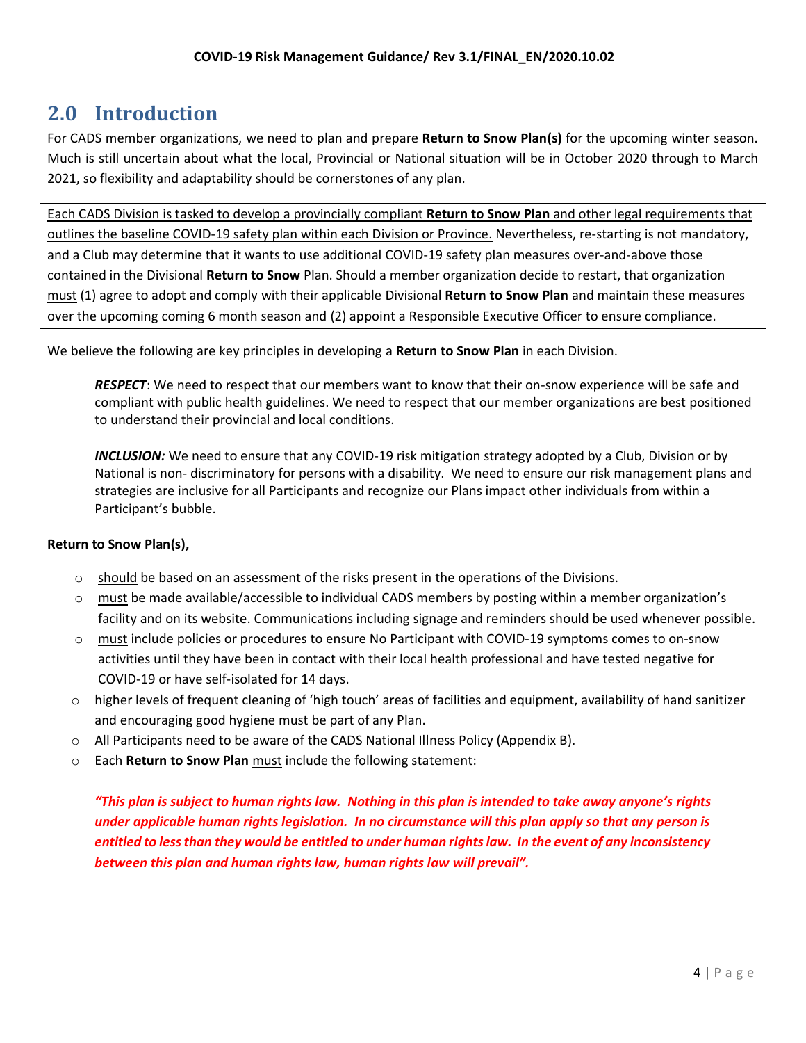## 2.0 Introduction

For CADS member organizations, we need to plan and prepare **Return to Snow Plan(s)** for the upcoming winter season. Much is still uncertain about what the local, Provincial or National situation will be in October 2020 through to March 2021, so flexibility and adaptability should be cornerstones of any plan.

Each CADS Division is tasked to develop a provincially compliant **Return to Snow Plan** and other legal requirements that outlines the baseline COVID-19 safety plan within each Division or Province. Nevertheless, re-starting is not mandatory, and a Club may determine that it wants to use additional COVID-19 safety plan measures over-and-above those contained in the Divisional **Return to Snow** Plan. Should a member organization decide to restart, that organization must (1) agree to adopt and comply with their applicable Divisional **Return to Snow Plan** and maintain these measures over the upcoming coming 6 month season and (2) appoint a Responsible Executive Officer to ensure compliance.

We believe the following are key principles in developing a **Return to Snow Plan** in each Division.

> ***RESPECT***: We need to respect that our members want to know that their on-snow experience will be safe and compliant with public health guidelines. We need to respect that our member organizations are best positioned to understand their provincial and local conditions.
>
> ***INCLUSION:*** We need to ensure that any COVID-19 risk mitigation strategy adopted by a Club, Division or by National is non- discriminatory for persons with a disability. We need to ensure our risk management plans and strategies are inclusive for all Participants and recognize our Plans impact other individuals from within a Participant's bubble.

**Return to Snow Plan(s),**

- should be based on an assessment of the risks present in the operations of the Divisions.
- must be made available/accessible to individual CADS members by posting within a member organization's facility and on its website. Communications including signage and reminders should be used whenever possible.
- must include policies or procedures to ensure No Participant with COVID-19 symptoms comes to on-snow activities until they have been in contact with their local health professional and have tested negative for COVID-19 or have self-isolated for 14 days.
- higher levels of frequent cleaning of 'high touch' areas of facilities and equipment, availability of hand sanitizer and encouraging good hygiene must be part of any Plan.
- All Participants need to be aware of the CADS National Illness Policy (Appendix B).
- Each **Return to Snow Plan** must include the following statement:

***"This plan is subject to human rights law. Nothing in this plan is intended to take away anyone's rights under applicable human rights legislation. In no circumstance will this plan apply so that any person is entitled to less than they would be entitled to under human rights law. In the event of any inconsistency between this plan and human rights law, human rights law will prevail".***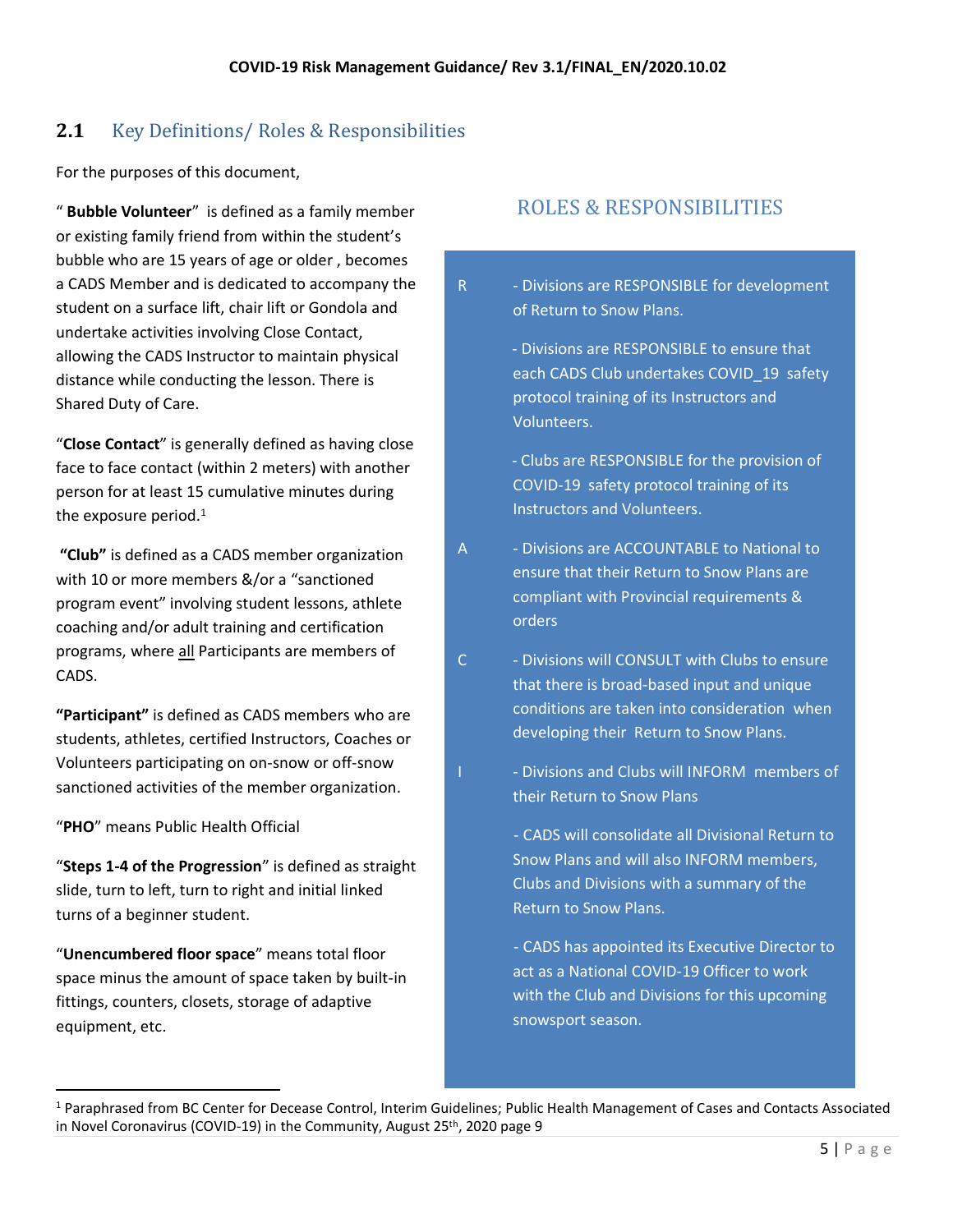## 2.1 Key Definitions/ Roles & Responsibilities

For the purposes of this document,

"**Bubble Volunteer**" is defined as a family member or existing family friend from within the student's bubble who are 15 years of age or older , becomes a CADS Member and is dedicated to accompany the student on a surface lift, chair lift or Gondola and undertake activities involving Close Contact, allowing the CADS Instructor to maintain physical distance while conducting the lesson. There is Shared Duty of Care.

"**Close Contact**" is generally defined as having close face to face contact (within 2 meters) with another person for at least 15 cumulative minutes during the exposure period.[1]

"**Club**" is defined as a CADS member organization with 10 or more members &/or a "sanctioned program event" involving student lessons, athlete coaching and/or adult training and certification programs, where all Participants are members of CADS.

"**Participant**" is defined as CADS members who are students, athletes, certified Instructors, Coaches or Volunteers participating on on-snow or off-snow sanctioned activities of the member organization.

"**PHO**" means Public Health Official

"**Steps 1-4 of the Progression**" is defined as straight slide, turn to left, turn to right and initial linked turns of a beginner student.

"**Unencumbered floor space**" means total floor space minus the amount of space taken by built-in fittings, counters, closets, storage of adaptive equipment, etc.

### ROLES & RESPONSIBILITIES

R
- Divisions are RESPONSIBLE for development of Return to Snow Plans.
- Divisions are RESPONSIBLE to ensure that each CADS Club undertakes COVID_19 safety protocol training of its Instructors and Volunteers.
- Clubs are RESPONSIBLE for the provision of COVID-19 safety protocol training of its Instructors and Volunteers.

A
- Divisions are ACCOUNTABLE to National to ensure that their Return to Snow Plans are compliant with Provincial requirements & orders

C
- Divisions will CONSULT with Clubs to ensure that there is broad-based input and unique conditions are taken into consideration when developing their Return to Snow Plans.

I
- Divisions and Clubs will INFORM members of their Return to Snow Plans
- CADS will consolidate all Divisional Return to Snow Plans and will also INFORM members, Clubs and Divisions with a summary of the Return to Snow Plans.
- CADS has appointed its Executive Director to act as a National COVID-19 Officer to work with the Club and Divisions for this upcoming snowsport season.

---

[1] Paraphrased from BC Center for Decease Control, Interim Guidelines; Public Health Management of Cases and Contacts Associated in Novel Coronavirus (COVID-19) in the Community, August 25th, 2020 page 9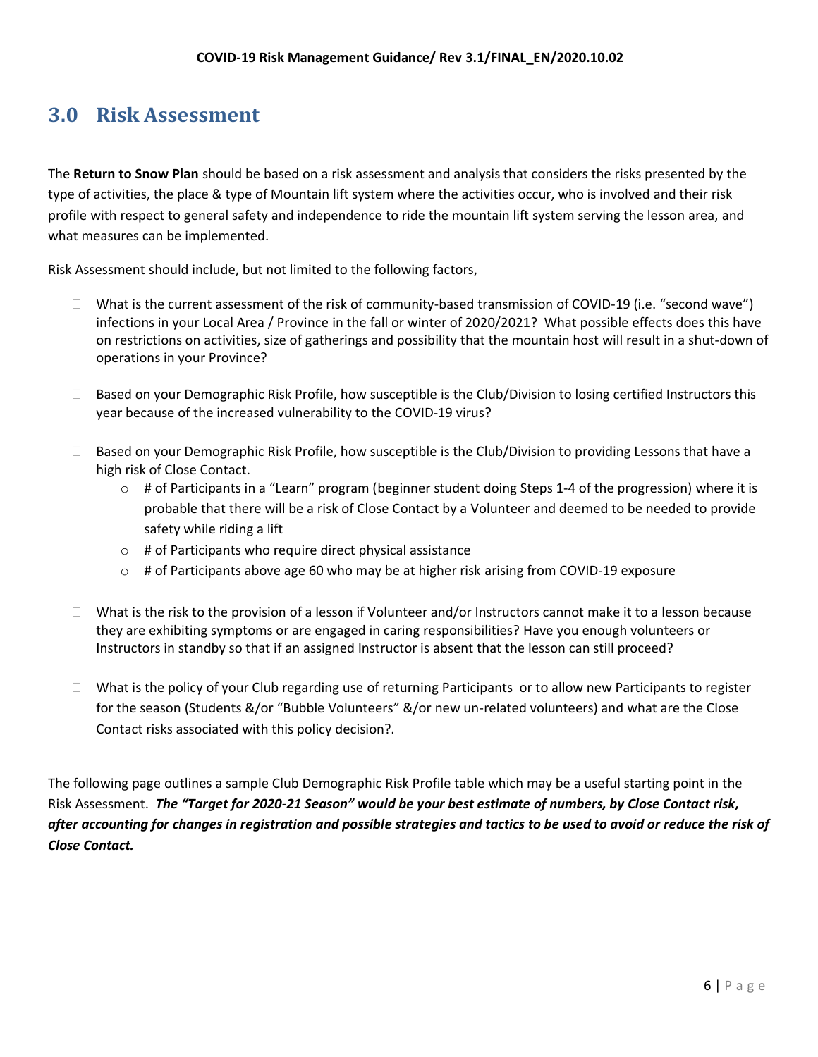## 3.0 Risk Assessment

The **Return to Snow Plan** should be based on a risk assessment and analysis that considers the risks presented by the type of activities, the place & type of Mountain lift system where the activities occur, who is involved and their risk profile with respect to general safety and independence to ride the mountain lift system serving the lesson area, and what measures can be implemented.

Risk Assessment should include, but not limited to the following factors,

- What is the current assessment of the risk of community-based transmission of COVID-19 (i.e. "second wave") infections in your Local Area / Province in the fall or winter of 2020/2021? What possible effects does this have on restrictions on activities, size of gatherings and possibility that the mountain host will result in a shut-down of operations in your Province?

- Based on your Demographic Risk Profile, how susceptible is the Club/Division to losing certified Instructors this year because of the increased vulnerability to the COVID-19 virus?

- Based on your Demographic Risk Profile, how susceptible is the Club/Division to providing Lessons that have a high risk of Close Contact.
  - # of Participants in a "Learn" program (beginner student doing Steps 1-4 of the progression) where it is probable that there will be a risk of Close Contact by a Volunteer and deemed to be needed to provide safety while riding a lift
  - # of Participants who require direct physical assistance
  - # of Participants above age 60 who may be at higher risk arising from COVID-19 exposure

- What is the risk to the provision of a lesson if Volunteer and/or Instructors cannot make it to a lesson because they are exhibiting symptoms or are engaged in caring responsibilities? Have you enough volunteers or Instructors in standby so that if an assigned Instructor is absent that the lesson can still proceed?

- What is the policy of your Club regarding use of returning Participants or to allow new Participants to register for the season (Students &/or "Bubble Volunteers" &/or new un-related volunteers) and what are the Close Contact risks associated with this policy decision?.

The following page outlines a sample Club Demographic Risk Profile table which may be a useful starting point in the Risk Assessment. ***The "Target for 2020-21 Season" would be your best estimate of numbers, by Close Contact risk, after accounting for changes in registration and possible strategies and tactics to be used to avoid or reduce the risk of Close Contact.***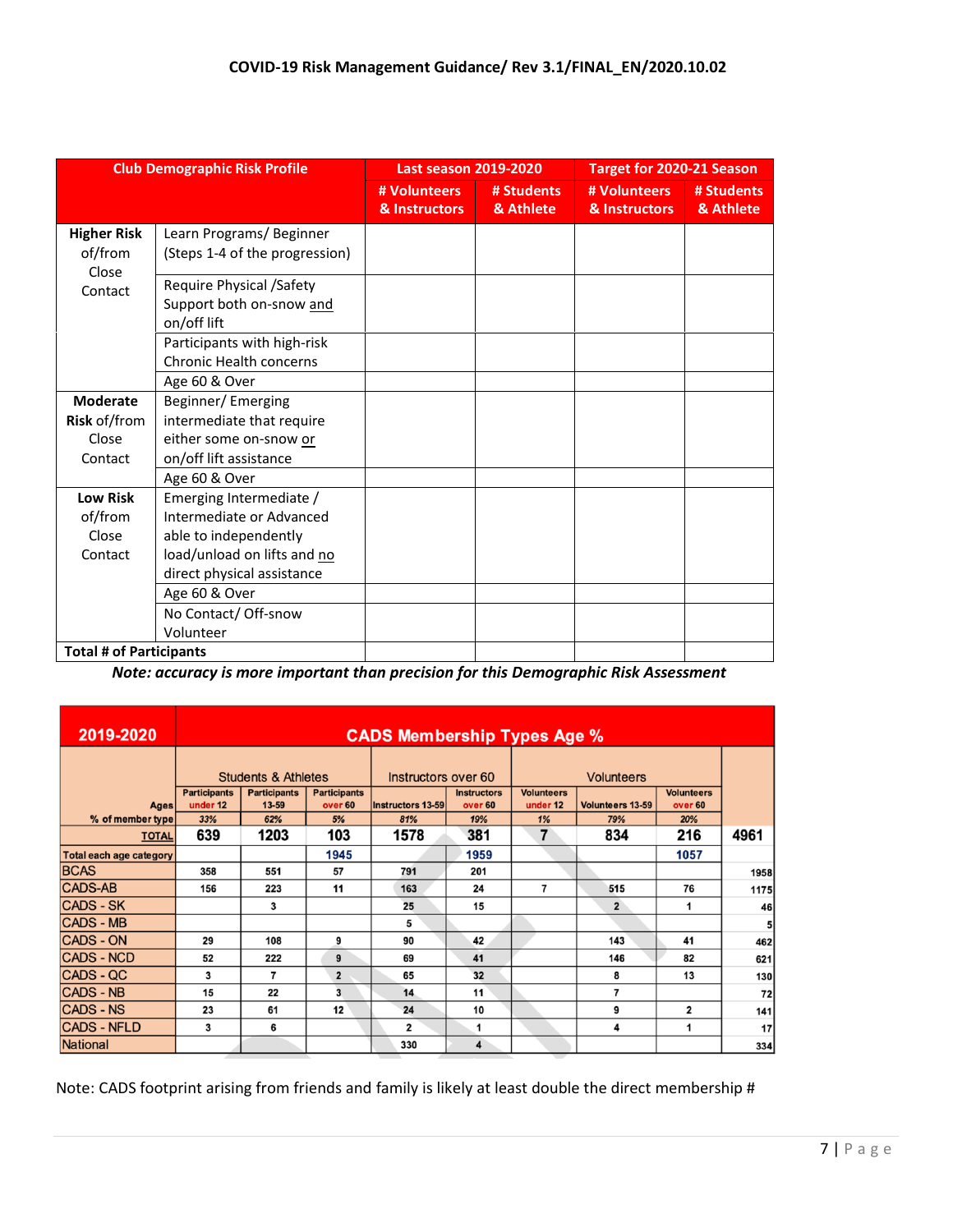| Club Demographic Risk Profile | | Last season 2019-2020 | | Target for 2020-21 Season | |
|---|---|---|---|---|---|
| | | # Volunteers & Instructors | # Students & Athlete | # Volunteers & Instructors | # Students & Athlete |
| **Higher Risk** of/from Close Contact | Learn Programs/ Beginner (Steps 1-4 of the progression) | | | | |
| | Require Physical /Safety Support both on-snow and on/off lift | | | | |
| | Participants with high-risk Chronic Health concerns | | | | |
| | Age 60 & Over | | | | |
| **Moderate Risk** of/from Close Contact | Beginner/ Emerging intermediate that require either some on-snow or on/off lift assistance | | | | |
| | Age 60 & Over | | | | |
| **Low Risk** of/from Close Contact | Emerging Intermediate / Intermediate or Advanced able to independently load/unload on lifts and no direct physical assistance | | | | |
| | Age 60 & Over | | | | |
| | No Contact/ Off-snow Volunteer | | | | |
| **Total # of Participants** | | | | | |

***Note: accuracy is more important than precision for this Demographic Risk Assessment***

| 2019-2020 | CADS Membership Types Age % | | | | | | | | |
|---|---|---|---|---|---|---|---|---|---|
| | Students & Athletes | | | Instructors over 60 | | Volunteers | | | |
| Ages | Participants under 12 | Participants 13-59 | Participants over 60 | Instructors 13-59 | Instructors over 60 | Volunteers under 12 | Volunteers 13-59 | Volunteers over 60 | |
| % of member type | 33% | 62% | 5% | 81% | 19% | 1% | 79% | 20% | |
| TOTAL | 639 | 1203 | 103 | 1578 | 381 | 7 | 834 | 216 | 4961 |
| Total each age category | | | 1945 | | 1959 | | | 1057 | |
| BCAS | 358 | 551 | 57 | 791 | 201 | | | | 1958 |
| CADS-AB | 156 | 223 | 11 | 163 | 24 | 7 | 515 | 76 | 1175 |
| CADS - SK | | 3 | | 25 | 15 | | 2 | 1 | 46 |
| CADS - MB | | | | 5 | | | | | 5 |
| CADS - ON | 29 | 108 | 9 | 90 | 42 | | 143 | 41 | 462 |
| CADS - NCD | 52 | 222 | 9 | 69 | 41 | | 146 | 82 | 621 |
| CADS - QC | 3 | 7 | 2 | 65 | 32 | | 8 | 13 | 130 |
| CADS - NB | 15 | 22 | 3 | 14 | 11 | | 7 | | 72 |
| CADS - NS | 23 | 61 | 12 | 24 | 10 | | 9 | 2 | 141 |
| CADS - NFLD | 3 | 6 | | 2 | 1 | | 4 | 1 | 17 |
| National | | | | 330 | 4 | | | | 334 |

Note: CADS footprint arising from friends and family is likely at least double the direct membership #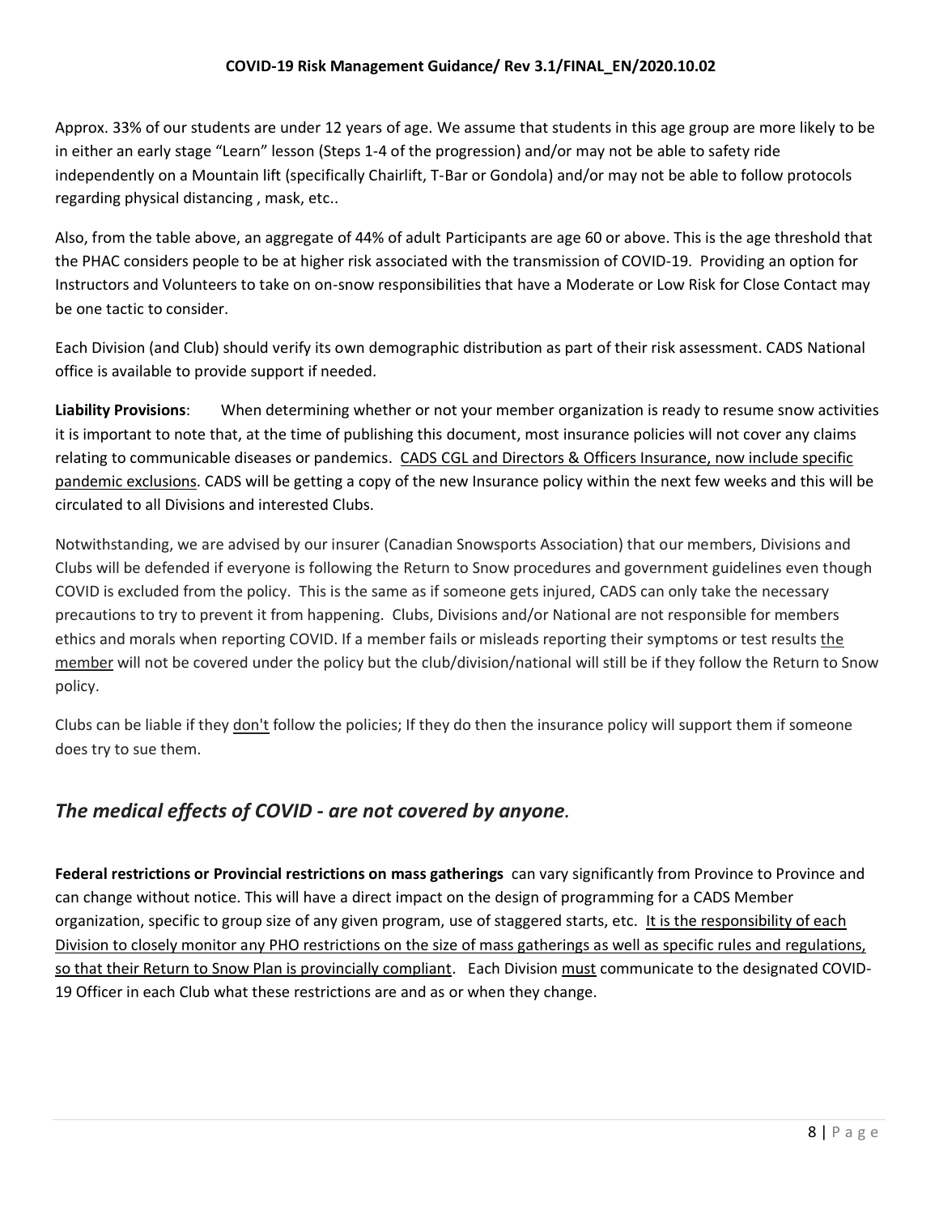Approx. 33% of our students are under 12 years of age. We assume that students in this age group are more likely to be in either an early stage "Learn" lesson (Steps 1-4 of the progression) and/or may not be able to safety ride independently on a Mountain lift (specifically Chairlift, T-Bar or Gondola) and/or may not be able to follow protocols regarding physical distancing , mask, etc..

Also, from the table above, an aggregate of 44% of adult Participants are age 60 or above. This is the age threshold that the PHAC considers people to be at higher risk associated with the transmission of COVID-19. Providing an option for Instructors and Volunteers to take on on-snow responsibilities that have a Moderate or Low Risk for Close Contact may be one tactic to consider.

Each Division (and Club) should verify its own demographic distribution as part of their risk assessment. CADS National office is available to provide support if needed.

**Liability Provisions**: When determining whether or not your member organization is ready to resume snow activities it is important to note that, at the time of publishing this document, most insurance policies will not cover any claims relating to communicable diseases or pandemics. CADS CGL and Directors & Officers Insurance, now include specific pandemic exclusions. CADS will be getting a copy of the new Insurance policy within the next few weeks and this will be circulated to all Divisions and interested Clubs.

Notwithstanding, we are advised by our insurer (Canadian Snowsports Association) that our members, Divisions and Clubs will be defended if everyone is following the Return to Snow procedures and government guidelines even though COVID is excluded from the policy. This is the same as if someone gets injured, CADS can only take the necessary precautions to try to prevent it from happening. Clubs, Divisions and/or National are not responsible for members ethics and morals when reporting COVID. If a member fails or misleads reporting their symptoms or test results the member will not be covered under the policy but the club/division/national will still be if they follow the Return to Snow policy.

Clubs can be liable if they don't follow the policies; If they do then the insurance policy will support them if someone does try to sue them.

## *The medical effects of COVID - are not covered by anyone.*

**Federal restrictions or Provincial restrictions on mass gatherings** can vary significantly from Province to Province and can change without notice. This will have a direct impact on the design of programming for a CADS Member organization, specific to group size of any given program, use of staggered starts, etc. It is the responsibility of each Division to closely monitor any PHO restrictions on the size of mass gatherings as well as specific rules and regulations, so that their Return to Snow Plan is provincially compliant. Each Division must communicate to the designated COVID-19 Officer in each Club what these restrictions are and as or when they change.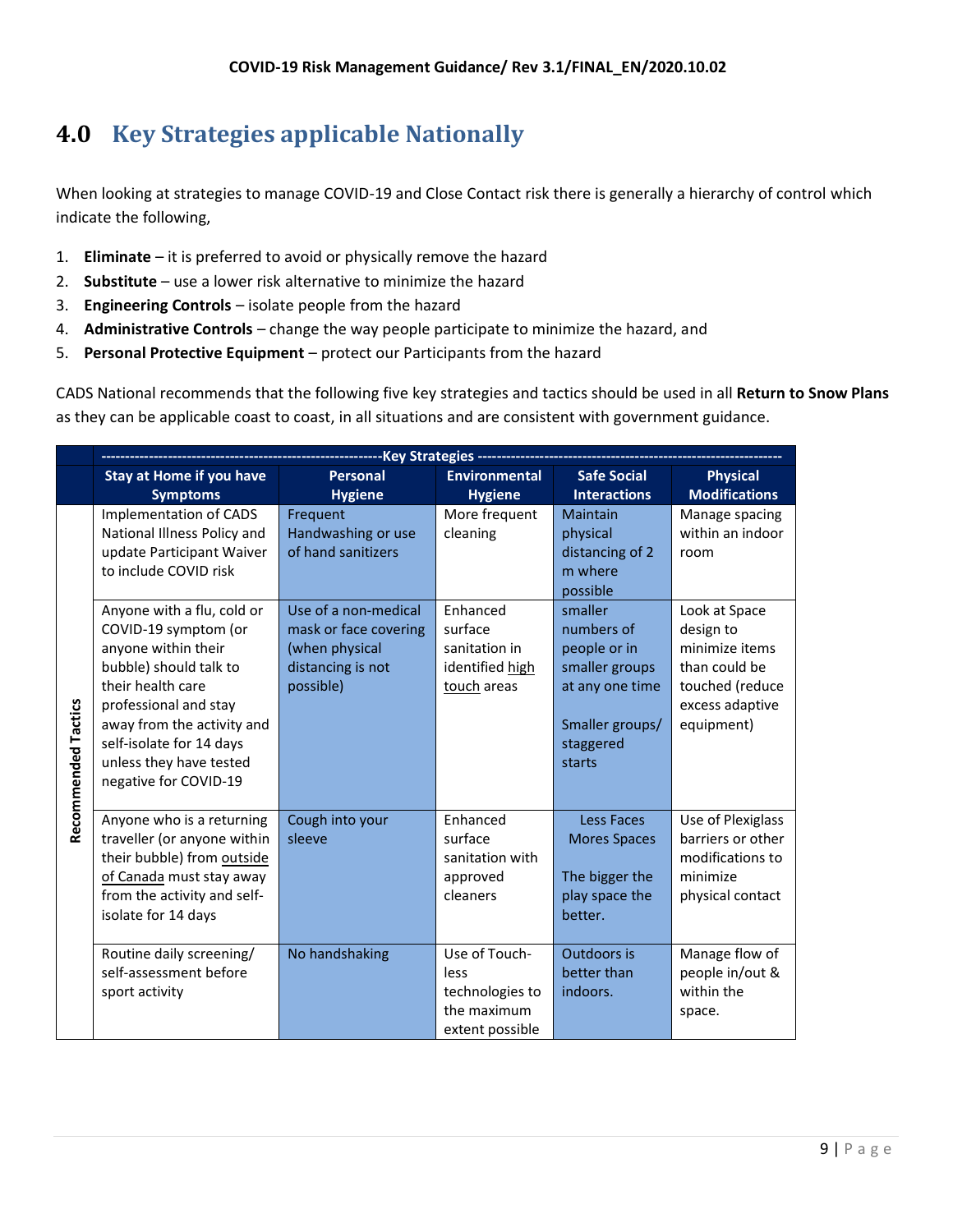# 4.0 Key Strategies applicable Nationally

When looking at strategies to manage COVID-19 and Close Contact risk there is generally a hierarchy of control which indicate the following,

1. **Eliminate** – it is preferred to avoid or physically remove the hazard
2. **Substitute** – use a lower risk alternative to minimize the hazard
3. **Engineering Controls** – isolate people from the hazard
4. **Administrative Controls** – change the way people participate to minimize the hazard, and
5. **Personal Protective Equipment** – protect our Participants from the hazard

CADS National recommends that the following five key strategies and tactics should be used in all **Return to Snow Plans** as they can be applicable coast to coast, in all situations and are consistent with government guidance.

| | Key Strategies | | | | |
|---|---|---|---|---|---|
| | **Stay at Home if you have Symptoms** | **Personal Hygiene** | **Environmental Hygiene** | **Safe Social Interactions** | **Physical Modifications** |
| **Recommended Tactics** | Implementation of CADS National Illness Policy and update Participant Waiver to include COVID risk | Frequent Handwashing or use of hand sanitizers | More frequent cleaning | Maintain physical distancing of 2 m where possible | Manage spacing within an indoor room |
| | Anyone with a flu, cold or COVID-19 symptom (or anyone within their bubble) should talk to their health care professional and stay away from the activity and self-isolate for 14 days unless they have tested negative for COVID-19 | Use of a non-medical mask or face covering (when physical distancing is not possible) | Enhanced surface sanitation in identified high touch areas | smaller numbers of people or in smaller groups at any one time<br><br>Smaller groups/ staggered starts | Look at Space design to minimize items than could be touched (reduce excess adaptive equipment) |
| | Anyone who is a returning traveller (or anyone within their bubble) from outside of Canada must stay away from the activity and self-isolate for 14 days | Cough into your sleeve | Enhanced surface sanitation with approved cleaners | Less Faces Mores Spaces<br><br>The bigger the play space the better. | Use of Plexiglass barriers or other modifications to minimize physical contact |
| | Routine daily screening/ self-assessment before sport activity | No handshaking | Use of Touch-less technologies to the maximum extent possible | Outdoors is better than indoors. | Manage flow of people in/out & within the space. |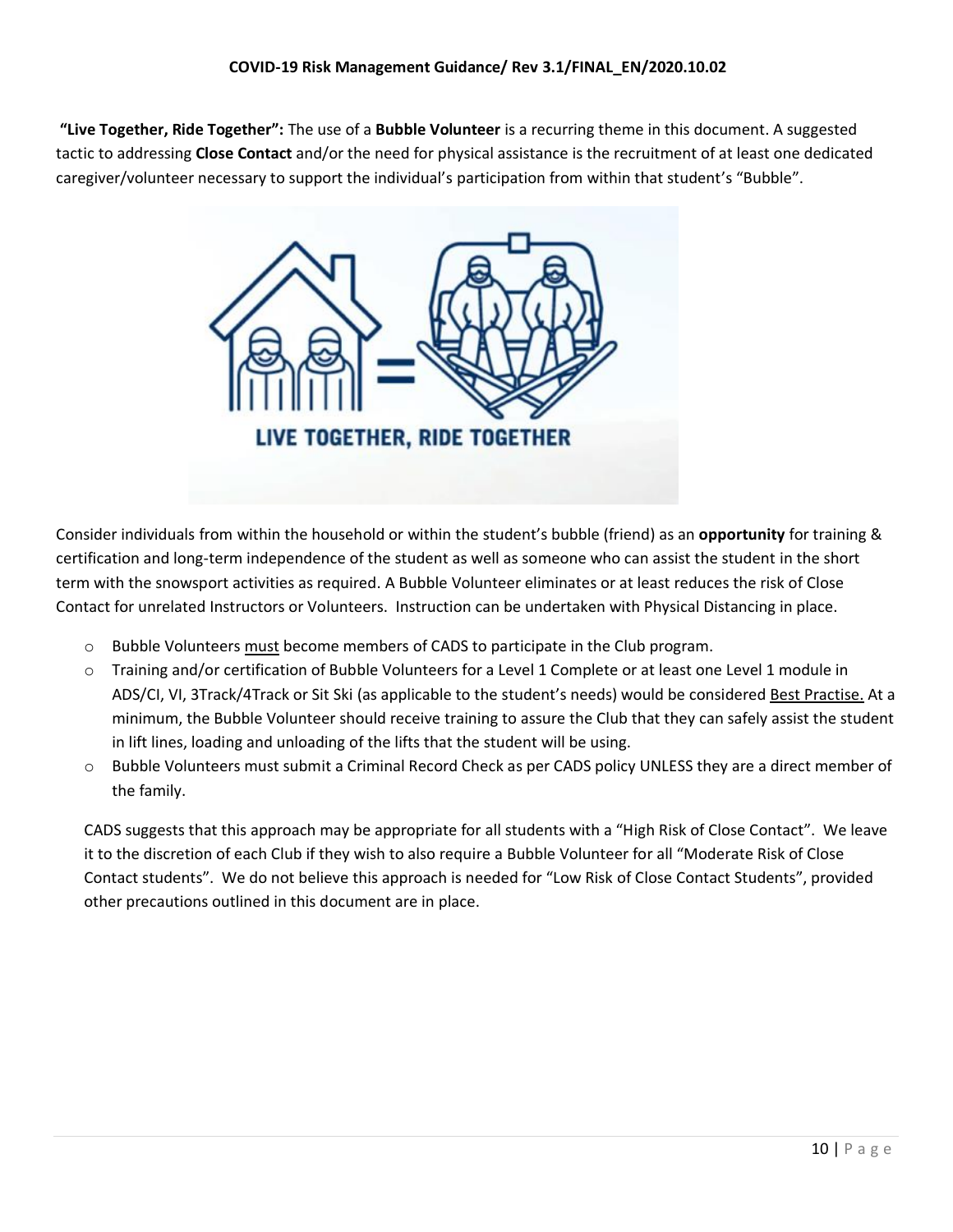**"Live Together, Ride Together":** The use of a **Bubble Volunteer** is a recurring theme in this document. A suggested tactic to addressing **Close Contact** and/or the need for physical assistance is the recruitment of at least one dedicated caregiver/volunteer necessary to support the individual's participation from within that student's "Bubble".

Consider individuals from within the household or within the student's bubble (friend) as an **opportunity** for training & certification and long-term independence of the student as well as someone who can assist the student in the short term with the snowsport activities as required. A Bubble Volunteer eliminates or at least reduces the risk of Close Contact for unrelated Instructors or Volunteers. Instruction can be undertaken with Physical Distancing in place.

- Bubble Volunteers must become members of CADS to participate in the Club program.
- Training and/or certification of Bubble Volunteers for a Level 1 Complete or at least one Level 1 module in ADS/CI, VI, 3Track/4Track or Sit Ski (as applicable to the student's needs) would be considered Best Practise. At a minimum, the Bubble Volunteer should receive training to assure the Club that they can safely assist the student in lift lines, loading and unloading of the lifts that the student will be using.
- Bubble Volunteers must submit a Criminal Record Check as per CADS policy UNLESS they are a direct member of the family.

CADS suggests that this approach may be appropriate for all students with a "High Risk of Close Contact". We leave it to the discretion of each Club if they wish to also require a Bubble Volunteer for all "Moderate Risk of Close Contact students". We do not believe this approach is needed for "Low Risk of Close Contact Students", provided other precautions outlined in this document are in place.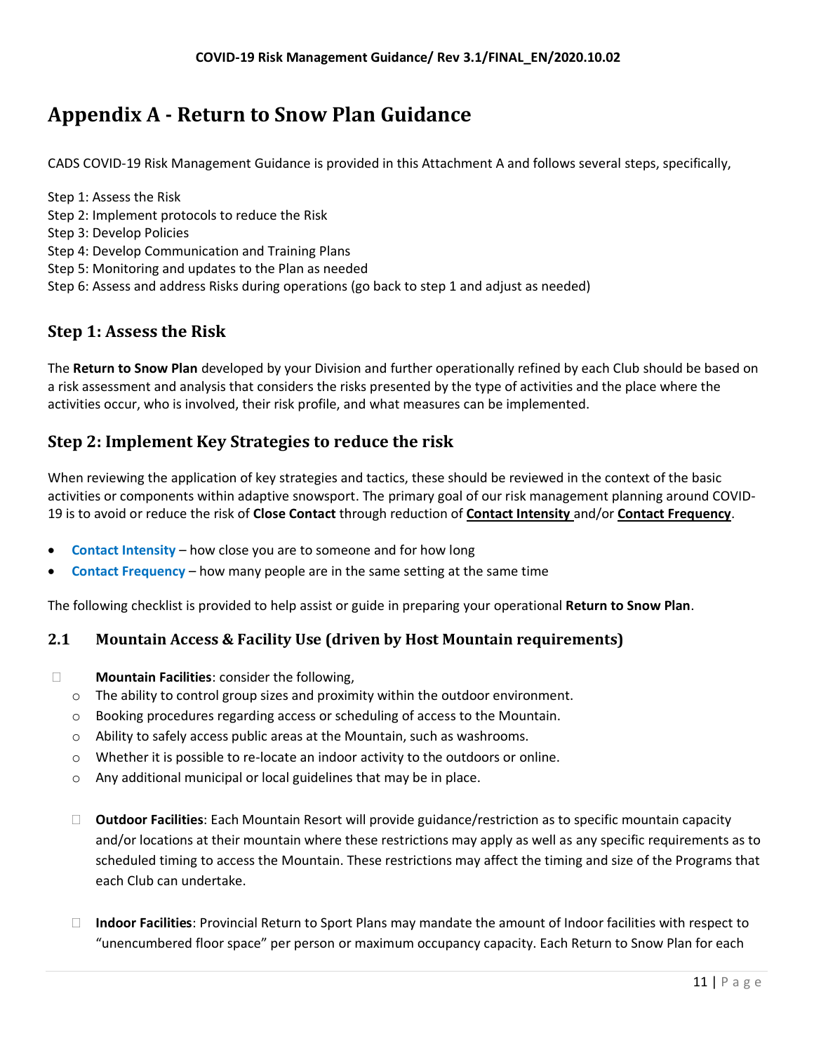# Appendix A - Return to Snow Plan Guidance

CADS COVID-19 Risk Management Guidance is provided in this Attachment A and follows several steps, specifically,

Step 1: Assess the Risk
Step 2: Implement protocols to reduce the Risk
Step 3: Develop Policies
Step 4: Develop Communication and Training Plans
Step 5: Monitoring and updates to the Plan as needed
Step 6: Assess and address Risks during operations (go back to step 1 and adjust as needed)

## Step 1: Assess the Risk

The **Return to Snow Plan** developed by your Division and further operationally refined by each Club should be based on a risk assessment and analysis that considers the risks presented by the type of activities and the place where the activities occur, who is involved, their risk profile, and what measures can be implemented.

## Step 2: Implement Key Strategies to reduce the risk

When reviewing the application of key strategies and tactics, these should be reviewed in the context of the basic activities or components within adaptive snowsport. The primary goal of our risk management planning around COVID-19 is to avoid or reduce the risk of **Close Contact** through reduction of **Contact Intensity** and/or **Contact Frequency**.

- **Contact Intensity** – how close you are to someone and for how long
- **Contact Frequency** – how many people are in the same setting at the same time

The following checklist is provided to help assist or guide in preparing your operational **Return to Snow Plan**.

### 2.1 Mountain Access & Facility Use (driven by Host Mountain requirements)

- ☐ **Mountain Facilities**: consider the following,
  - The ability to control group sizes and proximity within the outdoor environment.
  - Booking procedures regarding access or scheduling of access to the Mountain.
  - Ability to safely access public areas at the Mountain, such as washrooms.
  - Whether it is possible to re-locate an indoor activity to the outdoors or online.
  - Any additional municipal or local guidelines that may be in place.

- ☐ **Outdoor Facilities**: Each Mountain Resort will provide guidance/restriction as to specific mountain capacity and/or locations at their mountain where these restrictions may apply as well as any specific requirements as to scheduled timing to access the Mountain. These restrictions may affect the timing and size of the Programs that each Club can undertake.

- ☐ **Indoor Facilities**: Provincial Return to Sport Plans may mandate the amount of Indoor facilities with respect to "unencumbered floor space" per person or maximum occupancy capacity. Each Return to Snow Plan for each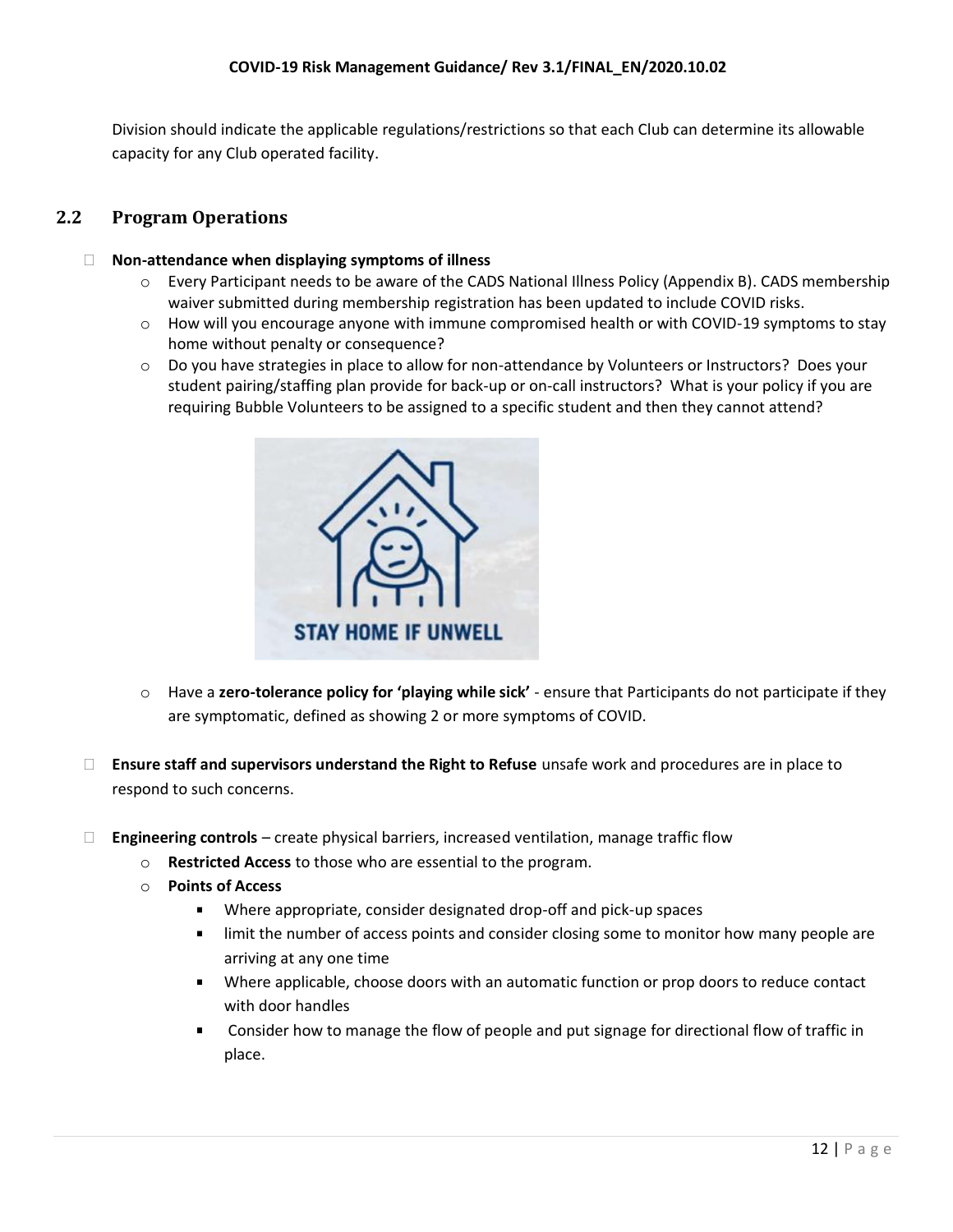Division should indicate the applicable regulations/restrictions so that each Club can determine its allowable capacity for any Club operated facility.

## 2.2 Program Operations

- **Non-attendance when displaying symptoms of illness**
  - Every Participant needs to be aware of the CADS National Illness Policy (Appendix B). CADS membership waiver submitted during membership registration has been updated to include COVID risks.
  - How will you encourage anyone with immune compromised health or with COVID-19 symptoms to stay home without penalty or consequence?
  - Do you have strategies in place to allow for non-attendance by Volunteers or Instructors? Does your student pairing/staffing plan provide for back-up or on-call instructors? What is your policy if you are requiring Bubble Volunteers to be assigned to a specific student and then they cannot attend?

STAY HOME IF UNWELL

  - Have a **zero-tolerance policy for 'playing while sick'** - ensure that Participants do not participate if they are symptomatic, defined as showing 2 or more symptoms of COVID.

- **Ensure staff and supervisors understand the Right to Refuse** unsafe work and procedures are in place to respond to such concerns.

- **Engineering controls** – create physical barriers, increased ventilation, manage traffic flow
  - **Restricted Access** to those who are essential to the program.
  - **Points of Access**
    - Where appropriate, consider designated drop-off and pick-up spaces
    - limit the number of access points and consider closing some to monitor how many people are arriving at any one time
    - Where applicable, choose doors with an automatic function or prop doors to reduce contact with door handles
    - Consider how to manage the flow of people and put signage for directional flow of traffic in place.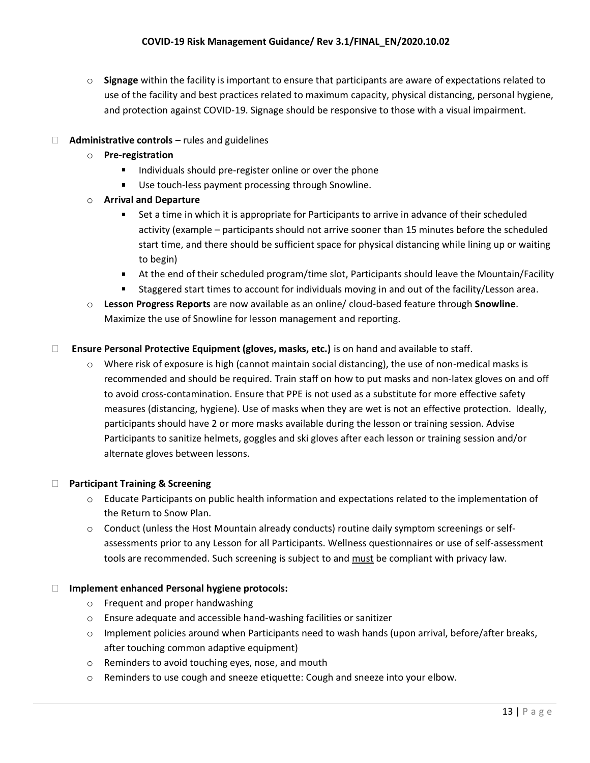- **Signage** within the facility is important to ensure that participants are aware of expectations related to use of the facility and best practices related to maximum capacity, physical distancing, personal hygiene, and protection against COVID-19. Signage should be responsive to those with a visual impairment.

- **Administrative controls** – rules and guidelines
  - **Pre-registration**
    - Individuals should pre-register online or over the phone
    - Use touch-less payment processing through Snowline.
  - **Arrival and Departure**
    - Set a time in which it is appropriate for Participants to arrive in advance of their scheduled activity (example – participants should not arrive sooner than 15 minutes before the scheduled start time, and there should be sufficient space for physical distancing while lining up or waiting to begin)
    - At the end of their scheduled program/time slot, Participants should leave the Mountain/Facility
    - Staggered start times to account for individuals moving in and out of the facility/Lesson area.
  - **Lesson Progress Reports** are now available as an online/ cloud-based feature through **Snowline**. Maximize the use of Snowline for lesson management and reporting.

- **Ensure Personal Protective Equipment (gloves, masks, etc.)** is on hand and available to staff.
  - Where risk of exposure is high (cannot maintain social distancing), the use of non-medical masks is recommended and should be required. Train staff on how to put masks and non-latex gloves on and off to avoid cross-contamination. Ensure that PPE is not used as a substitute for more effective safety measures (distancing, hygiene). Use of masks when they are wet is not an effective protection. Ideally, participants should have 2 or more masks available during the lesson or training session. Advise Participants to sanitize helmets, goggles and ski gloves after each lesson or training session and/or alternate gloves between lessons.

- **Participant Training & Screening**
  - Educate Participants on public health information and expectations related to the implementation of the Return to Snow Plan.
  - Conduct (unless the Host Mountain already conducts) routine daily symptom screenings or self-assessments prior to any Lesson for all Participants. Wellness questionnaires or use of self-assessment tools are recommended. Such screening is subject to and <u>must</u> be compliant with privacy law.

- **Implement enhanced Personal hygiene protocols:**
  - Frequent and proper handwashing
  - Ensure adequate and accessible hand-washing facilities or sanitizer
  - Implement policies around when Participants need to wash hands (upon arrival, before/after breaks, after touching common adaptive equipment)
  - Reminders to avoid touching eyes, nose, and mouth
  - Reminders to use cough and sneeze etiquette: Cough and sneeze into your elbow.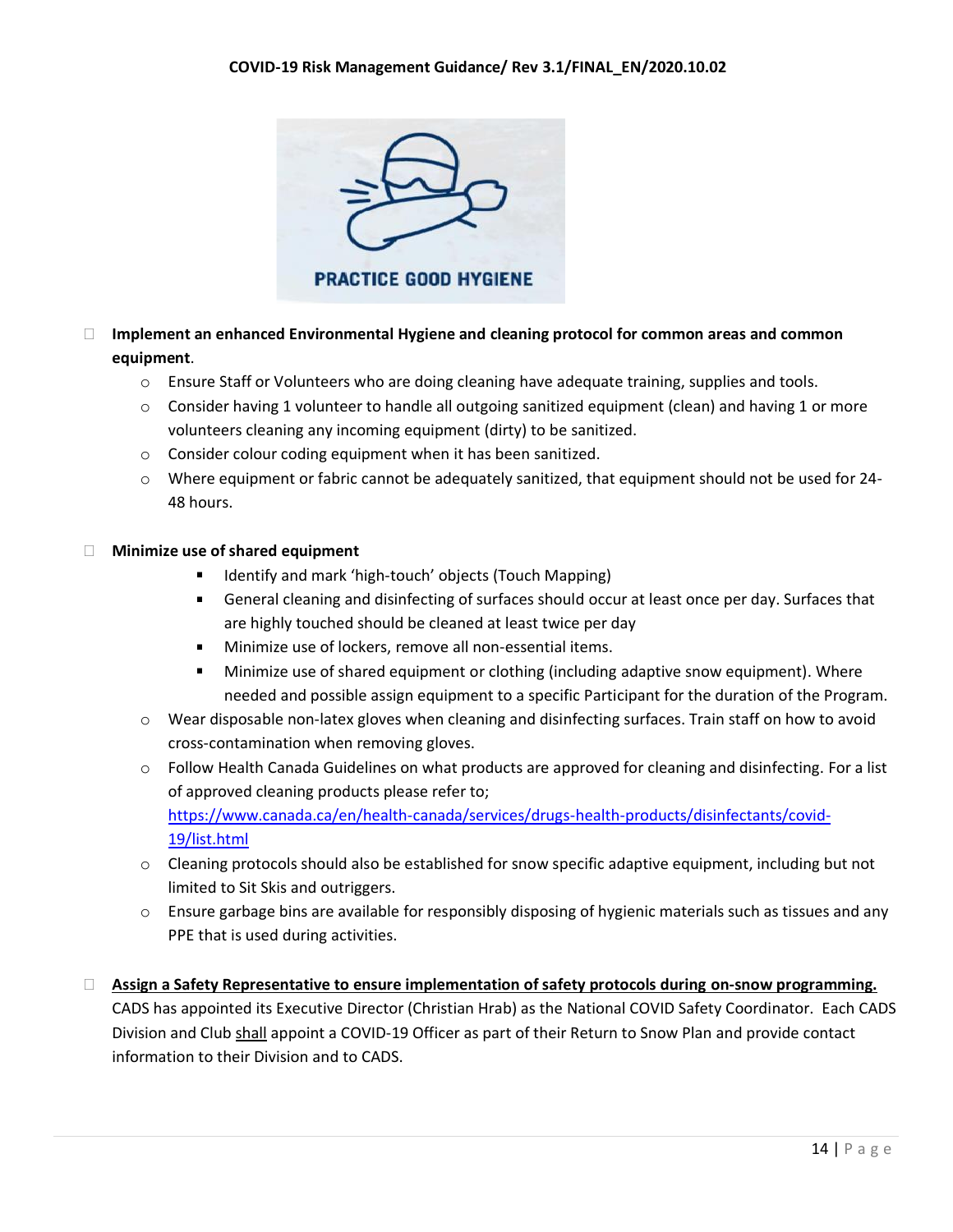- **Implement an enhanced Environmental Hygiene and cleaning protocol for common areas and common equipment**.
  - Ensure Staff or Volunteers who are doing cleaning have adequate training, supplies and tools.
  - Consider having 1 volunteer to handle all outgoing sanitized equipment (clean) and having 1 or more volunteers cleaning any incoming equipment (dirty) to be sanitized.
  - Consider colour coding equipment when it has been sanitized.
  - Where equipment or fabric cannot be adequately sanitized, that equipment should not be used for 24-48 hours.

- **Minimize use of shared equipment**
    - Identify and mark 'high-touch' objects (Touch Mapping)
    - General cleaning and disinfecting of surfaces should occur at least once per day. Surfaces that are highly touched should be cleaned at least twice per day
    - Minimize use of lockers, remove all non-essential items.
    - Minimize use of shared equipment or clothing (including adaptive snow equipment). Where needed and possible assign equipment to a specific Participant for the duration of the Program.
  - Wear disposable non-latex gloves when cleaning and disinfecting surfaces. Train staff on how to avoid cross-contamination when removing gloves.
  - Follow Health Canada Guidelines on what products are approved for cleaning and disinfecting. For a list of approved cleaning products please refer to; https://www.canada.ca/en/health-canada/services/drugs-health-products/disinfectants/covid-19/list.html
  - Cleaning protocols should also be established for snow specific adaptive equipment, including but not limited to Sit Skis and outriggers.
  - Ensure garbage bins are available for responsibly disposing of hygienic materials such as tissues and any PPE that is used during activities.

- **Assign a Safety Representative to ensure implementation of safety protocols during on-snow programming.** CADS has appointed its Executive Director (Christian Hrab) as the National COVID Safety Coordinator. Each CADS Division and Club shall appoint a COVID-19 Officer as part of their Return to Snow Plan and provide contact information to their Division and to CADS.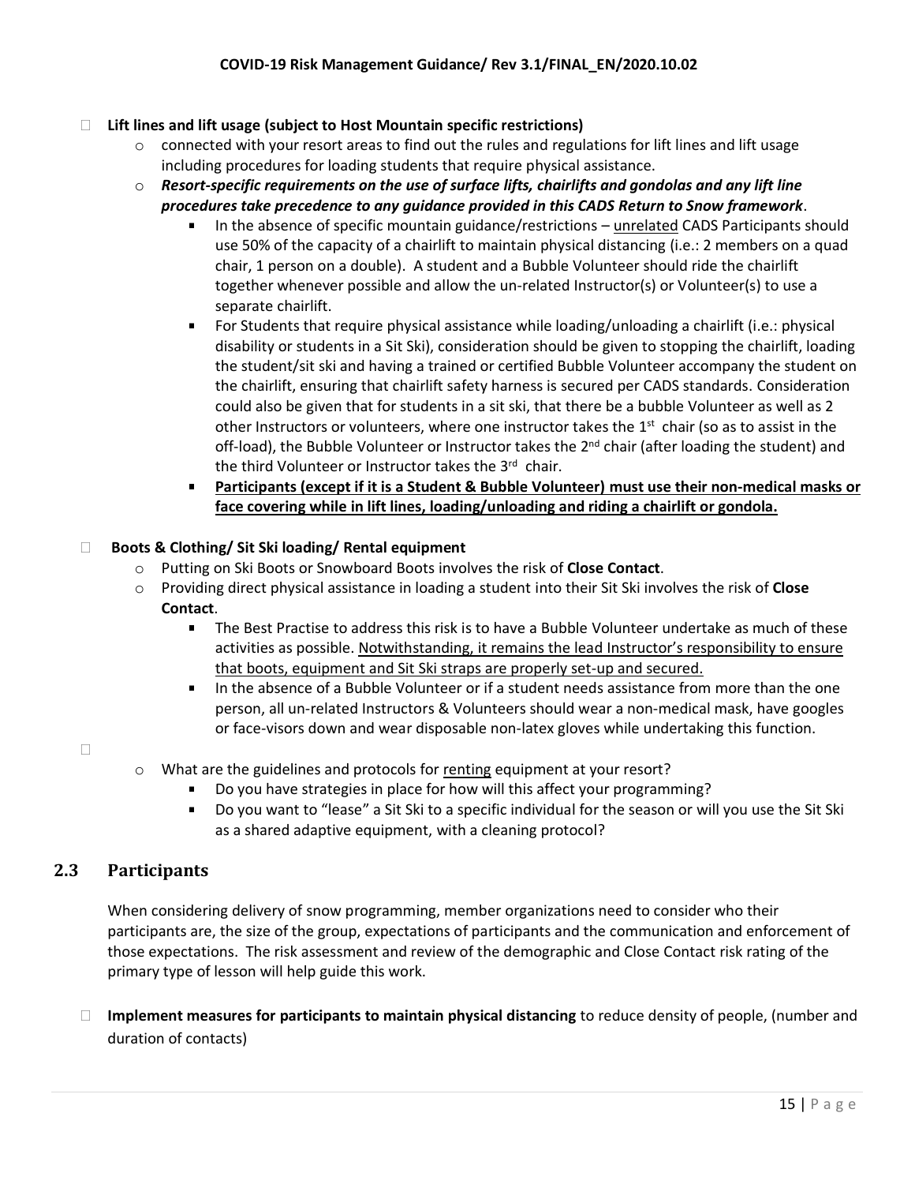- **Lift lines and lift usage (subject to Host Mountain specific restrictions)**
  - connected with your resort areas to find out the rules and regulations for lift lines and lift usage including procedures for loading students that require physical assistance.
  - ***Resort-specific requirements on the use of surface lifts, chairlifts and gondolas and any lift line procedures take precedence to any guidance provided in this CADS Return to Snow framework***.
    - In the absence of specific mountain guidance/restrictions – unrelated CADS Participants should use 50% of the capacity of a chairlift to maintain physical distancing (i.e.: 2 members on a quad chair, 1 person on a double). A student and a Bubble Volunteer should ride the chairlift together whenever possible and allow the un-related Instructor(s) or Volunteer(s) to use a separate chairlift.
    - For Students that require physical assistance while loading/unloading a chairlift (i.e.: physical disability or students in a Sit Ski), consideration should be given to stopping the chairlift, loading the student/sit ski and having a trained or certified Bubble Volunteer accompany the student on the chairlift, ensuring that chairlift safety harness is secured per CADS standards. Consideration could also be given that for students in a sit ski, that there be a bubble Volunteer as well as 2 other Instructors or volunteers, where one instructor takes the 1st chair (so as to assist in the off-load), the Bubble Volunteer or Instructor takes the 2nd chair (after loading the student) and the third Volunteer or Instructor takes the 3rd chair.
    - **Participants (except if it is a Student & Bubble Volunteer) must use their non-medical masks or face covering while in lift lines, loading/unloading and riding a chairlift or gondola.**

- **Boots & Clothing/ Sit Ski loading/ Rental equipment**
  - Putting on Ski Boots or Snowboard Boots involves the risk of **Close Contact**.
  - Providing direct physical assistance in loading a student into their Sit Ski involves the risk of **Close Contact**.
    - The Best Practise to address this risk is to have a Bubble Volunteer undertake as much of these activities as possible. Notwithstanding, it remains the lead Instructor's responsibility to ensure that boots, equipment and Sit Ski straps are properly set-up and secured.
    - In the absence of a Bubble Volunteer or if a student needs assistance from more than the one person, all un-related Instructors & Volunteers should wear a non-medical mask, have googles or face-visors down and wear disposable non-latex gloves while undertaking this function.

- 
  - What are the guidelines and protocols for renting equipment at your resort?
    - Do you have strategies in place for how will this affect your programming?
    - Do you want to "lease" a Sit Ski to a specific individual for the season or will you use the Sit Ski as a shared adaptive equipment, with a cleaning protocol?

## 2.3 Participants

When considering delivery of snow programming, member organizations need to consider who their participants are, the size of the group, expectations of participants and the communication and enforcement of those expectations. The risk assessment and review of the demographic and Close Contact risk rating of the primary type of lesson will help guide this work.

- **Implement measures for participants to maintain physical distancing** to reduce density of people, (number and duration of contacts)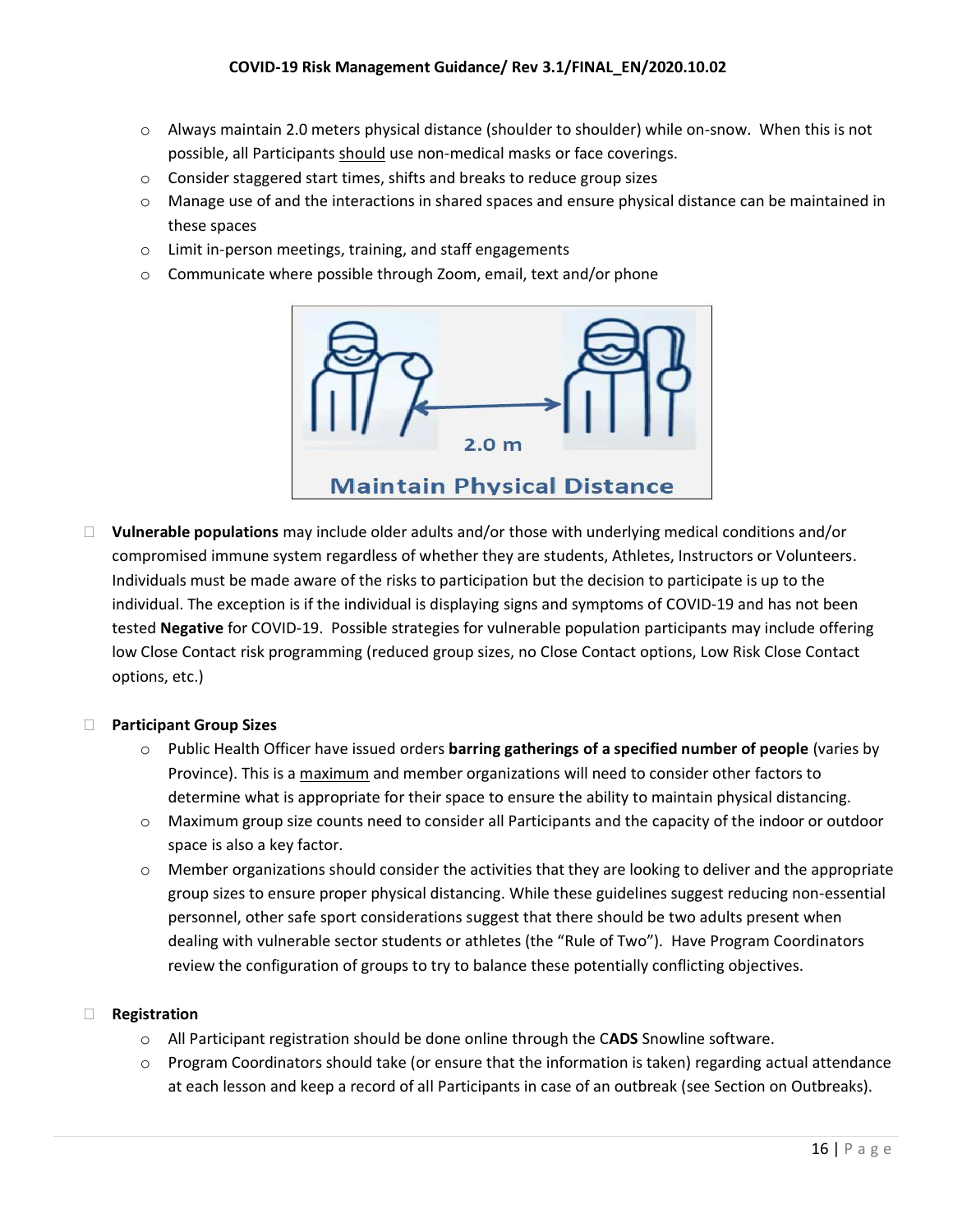- Always maintain 2.0 meters physical distance (shoulder to shoulder) while on-snow. When this is not possible, all Participants <u>should</u> use non-medical masks or face coverings.
- Consider staggered start times, shifts and breaks to reduce group sizes
- Manage use of and the interactions in shared spaces and ensure physical distance can be maintained in these spaces
- Limit in-person meetings, training, and staff engagements
- Communicate where possible through Zoom, email, text and/or phone

- **Vulnerable populations** may include older adults and/or those with underlying medical conditions and/or compromised immune system regardless of whether they are students, Athletes, Instructors or Volunteers. Individuals must be made aware of the risks to participation but the decision to participate is up to the individual. The exception is if the individual is displaying signs and symptoms of COVID-19 and has not been tested **Negative** for COVID-19. Possible strategies for vulnerable population participants may include offering low Close Contact risk programming (reduced group sizes, no Close Contact options, Low Risk Close Contact options, etc.)

- **Participant Group Sizes**
  - Public Health Officer have issued orders **barring gatherings of a specified number of people** (varies by Province). This is a <u>maximum</u> and member organizations will need to consider other factors to determine what is appropriate for their space to ensure the ability to maintain physical distancing.
  - Maximum group size counts need to consider all Participants and the capacity of the indoor or outdoor space is also a key factor.
  - Member organizations should consider the activities that they are looking to deliver and the appropriate group sizes to ensure proper physical distancing. While these guidelines suggest reducing non-essential personnel, other safe sport considerations suggest that there should be two adults present when dealing with vulnerable sector students or athletes (the "Rule of Two"). Have Program Coordinators review the configuration of groups to try to balance these potentially conflicting objectives.

- **Registration**
  - All Participant registration should be done online through the C**ADS** Snowline software.
  - Program Coordinators should take (or ensure that the information is taken) regarding actual attendance at each lesson and keep a record of all Participants in case of an outbreak (see Section on Outbreaks).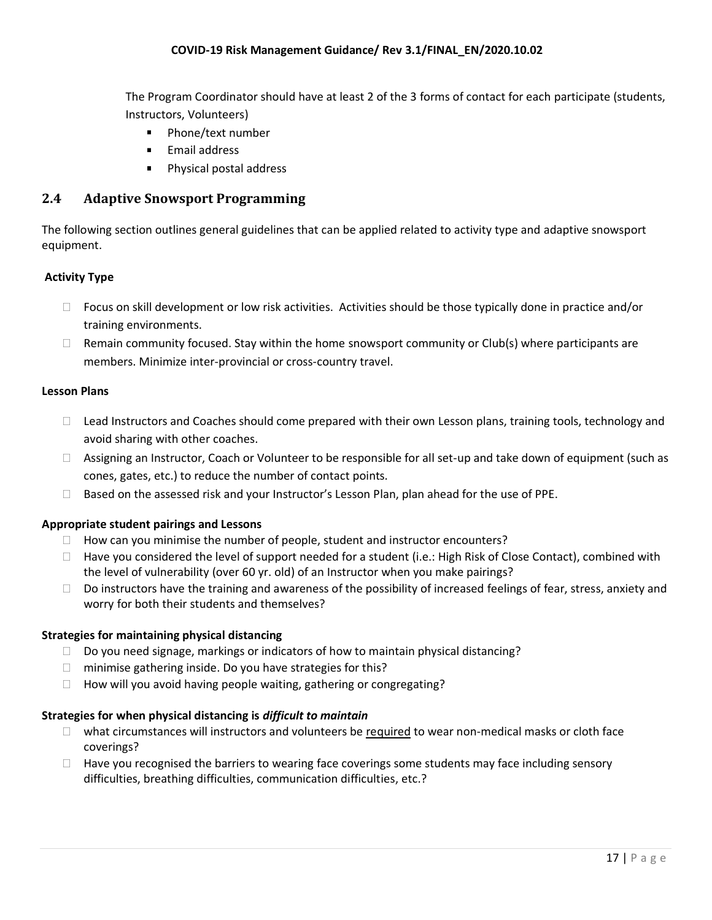The Program Coordinator should have at least 2 of the 3 forms of contact for each participate (students, Instructors, Volunteers)

- Phone/text number
- Email address
- Physical postal address

## 2.4 Adaptive Snowsport Programming

The following section outlines general guidelines that can be applied related to activity type and adaptive snowsport equipment.

**Activity Type**

- Focus on skill development or low risk activities. Activities should be those typically done in practice and/or training environments.
- Remain community focused. Stay within the home snowsport community or Club(s) where participants are members. Minimize inter-provincial or cross-country travel.

**Lesson Plans**

- Lead Instructors and Coaches should come prepared with their own Lesson plans, training tools, technology and avoid sharing with other coaches.
- Assigning an Instructor, Coach or Volunteer to be responsible for all set-up and take down of equipment (such as cones, gates, etc.) to reduce the number of contact points.
- Based on the assessed risk and your Instructor's Lesson Plan, plan ahead for the use of PPE.

**Appropriate student pairings and Lessons**

- How can you minimise the number of people, student and instructor encounters?
- Have you considered the level of support needed for a student (i.e.: High Risk of Close Contact), combined with the level of vulnerability (over 60 yr. old) of an Instructor when you make pairings?
- Do instructors have the training and awareness of the possibility of increased feelings of fear, stress, anxiety and worry for both their students and themselves?

**Strategies for maintaining physical distancing**

- Do you need signage, markings or indicators of how to maintain physical distancing?
- minimise gathering inside. Do you have strategies for this?
- How will you avoid having people waiting, gathering or congregating?

**Strategies for when physical distancing is *difficult to maintain***

- what circumstances will instructors and volunteers be required to wear non-medical masks or cloth face coverings?
- Have you recognised the barriers to wearing face coverings some students may face including sensory difficulties, breathing difficulties, communication difficulties, etc.?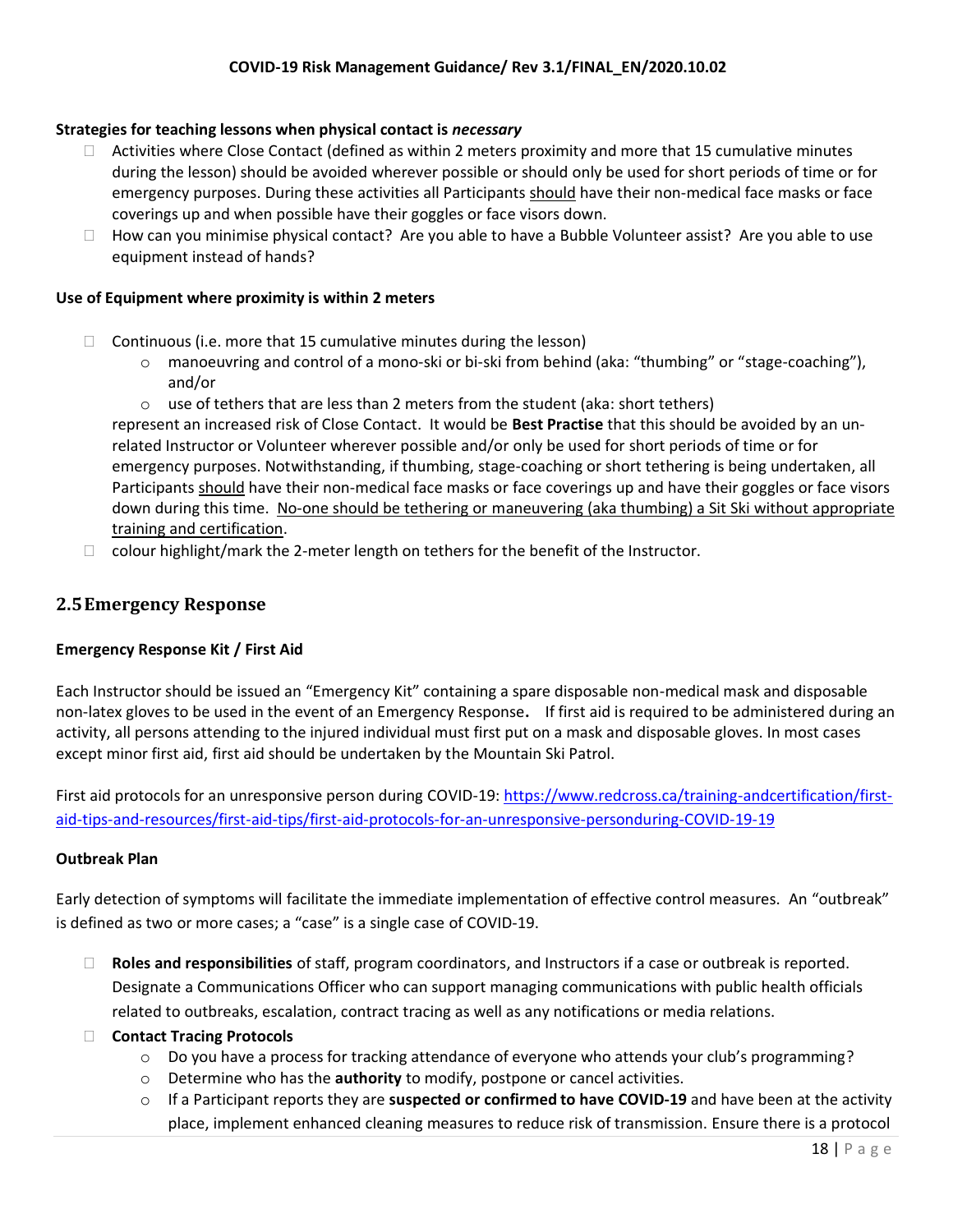**Strategies for teaching lessons when physical contact is *necessary***

- Activities where Close Contact (defined as within 2 meters proximity and more that 15 cumulative minutes during the lesson) should be avoided wherever possible or should only be used for short periods of time or for emergency purposes. During these activities all Participants <u>should</u> have their non-medical face masks or face coverings up and when possible have their goggles or face visors down.
- How can you minimise physical contact? Are you able to have a Bubble Volunteer assist? Are you able to use equipment instead of hands?

**Use of Equipment where proximity is within 2 meters**

- Continuous (i.e. more that 15 cumulative minutes during the lesson)
    - manoeuvring and control of a mono-ski or bi-ski from behind (aka: "thumbing" or "stage-coaching"), and/or
    - use of tethers that are less than 2 meters from the student (aka: short tethers)

  represent an increased risk of Close Contact. It would be **Best Practise** that this should be avoided by an un-related Instructor or Volunteer wherever possible and/or only be used for short periods of time or for emergency purposes. Notwithstanding, if thumbing, stage-coaching or short tethering is being undertaken, all Participants <u>should</u> have their non-medical face masks or face coverings up and have their goggles or face visors down during this time. <u>No-one should be tethering or maneuvering (aka thumbing) a Sit Ski without appropriate training and certification</u>.
- colour highlight/mark the 2-meter length on tethers for the benefit of the Instructor.

## 2.5 Emergency Response

**Emergency Response Kit / First Aid**

Each Instructor should be issued an "Emergency Kit" containing a spare disposable non-medical mask and disposable non-latex gloves to be used in the event of an Emergency Response**.** If first aid is required to be administered during an activity, all persons attending to the injured individual must first put on a mask and disposable gloves. In most cases except minor first aid, first aid should be undertaken by the Mountain Ski Patrol.

First aid protocols for an unresponsive person during COVID-19: [https://www.redcross.ca/training-andcertification/first-aid-tips-and-resources/first-aid-tips/first-aid-protocols-for-an-unresponsive-personduring-COVID-19-19](https://www.redcross.ca/training-andcertification/first-aid-tips-and-resources/first-aid-tips/first-aid-protocols-for-an-unresponsive-personduring-COVID-19-19)

**Outbreak Plan**

Early detection of symptoms will facilitate the immediate implementation of effective control measures. An "outbreak" is defined as two or more cases; a "case" is a single case of COVID-19.

- **Roles and responsibilities** of staff, program coordinators, and Instructors if a case or outbreak is reported. Designate a Communications Officer who can support managing communications with public health officials related to outbreaks, escalation, contract tracing as well as any notifications or media relations.
- **Contact Tracing Protocols**
    - Do you have a process for tracking attendance of everyone who attends your club's programming?
    - Determine who has the **authority** to modify, postpone or cancel activities.
    - If a Participant reports they are **suspected or confirmed to have COVID-19** and have been at the activity place, implement enhanced cleaning measures to reduce risk of transmission. Ensure there is a protocol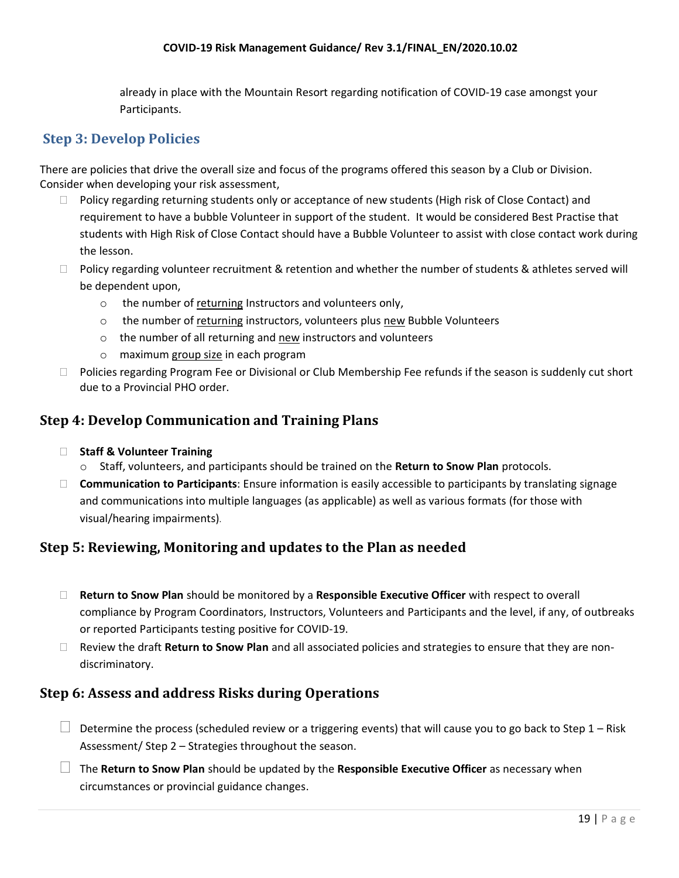already in place with the Mountain Resort regarding notification of COVID-19 case amongst your Participants.

## Step 3: Develop Policies

There are policies that drive the overall size and focus of the programs offered this season by a Club or Division. Consider when developing your risk assessment,

- Policy regarding returning students only or acceptance of new students (High risk of Close Contact) and requirement to have a bubble Volunteer in support of the student. It would be considered Best Practise that students with High Risk of Close Contact should have a Bubble Volunteer to assist with close contact work during the lesson.
- Policy regarding volunteer recruitment & retention and whether the number of students & athletes served will be dependent upon,
  - the number of returning Instructors and volunteers only,
  - the number of returning instructors, volunteers plus new Bubble Volunteers
  - the number of all returning and new instructors and volunteers
  - maximum group size in each program
- Policies regarding Program Fee or Divisional or Club Membership Fee refunds if the season is suddenly cut short due to a Provincial PHO order.

## Step 4: Develop Communication and Training Plans

- **Staff & Volunteer Training**
  - Staff, volunteers, and participants should be trained on the **Return to Snow Plan** protocols.
- **Communication to Participants**: Ensure information is easily accessible to participants by translating signage and communications into multiple languages (as applicable) as well as various formats (for those with visual/hearing impairments).

## Step 5: Reviewing, Monitoring and updates to the Plan as needed

- **Return to Snow Plan** should be monitored by a **Responsible Executive Officer** with respect to overall compliance by Program Coordinators, Instructors, Volunteers and Participants and the level, if any, of outbreaks or reported Participants testing positive for COVID-19.
- Review the draft **Return to Snow Plan** and all associated policies and strategies to ensure that they are non-discriminatory.

## Step 6: Assess and address Risks during Operations

- Determine the process (scheduled review or a triggering events) that will cause you to go back to Step 1 – Risk Assessment/ Step 2 – Strategies throughout the season.
- The **Return to Snow Plan** should be updated by the **Responsible Executive Officer** as necessary when circumstances or provincial guidance changes.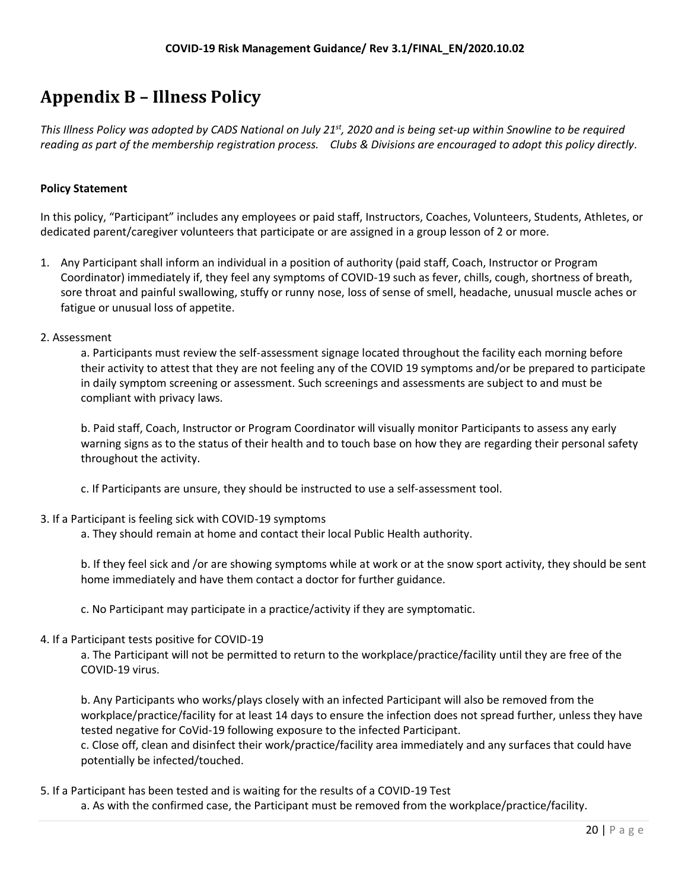# Appendix B – Illness Policy

*This Illness Policy was adopted by CADS National on July 21st, 2020 and is being set-up within Snowline to be required reading as part of the membership registration process. Clubs & Divisions are encouraged to adopt this policy directly.*

**Policy Statement**

In this policy, "Participant" includes any employees or paid staff, Instructors, Coaches, Volunteers, Students, Athletes, or dedicated parent/caregiver volunteers that participate or are assigned in a group lesson of 2 or more.

1. Any Participant shall inform an individual in a position of authority (paid staff, Coach, Instructor or Program Coordinator) immediately if, they feel any symptoms of COVID-19 such as fever, chills, cough, shortness of breath, sore throat and painful swallowing, stuffy or runny nose, loss of sense of smell, headache, unusual muscle aches or fatigue or unusual loss of appetite.

2. Assessment

   a. Participants must review the self-assessment signage located throughout the facility each morning before their activity to attest that they are not feeling any of the COVID 19 symptoms and/or be prepared to participate in daily symptom screening or assessment. Such screenings and assessments are subject to and must be compliant with privacy laws.

   b. Paid staff, Coach, Instructor or Program Coordinator will visually monitor Participants to assess any early warning signs as to the status of their health and to touch base on how they are regarding their personal safety throughout the activity.

   c. If Participants are unsure, they should be instructed to use a self-assessment tool.

3. If a Participant is feeling sick with COVID-19 symptoms

   a. They should remain at home and contact their local Public Health authority.

   b. If they feel sick and /or are showing symptoms while at work or at the snow sport activity, they should be sent home immediately and have them contact a doctor for further guidance.

   c. No Participant may participate in a practice/activity if they are symptomatic.

4. If a Participant tests positive for COVID-19

   a. The Participant will not be permitted to return to the workplace/practice/facility until they are free of the COVID-19 virus.

   b. Any Participants who works/plays closely with an infected Participant will also be removed from the workplace/practice/facility for at least 14 days to ensure the infection does not spread further, unless they have tested negative for CoVid-19 following exposure to the infected Participant.
   c. Close off, clean and disinfect their work/practice/facility area immediately and any surfaces that could have potentially be infected/touched.

5. If a Participant has been tested and is waiting for the results of a COVID-19 Test

   a. As with the confirmed case, the Participant must be removed from the workplace/practice/facility.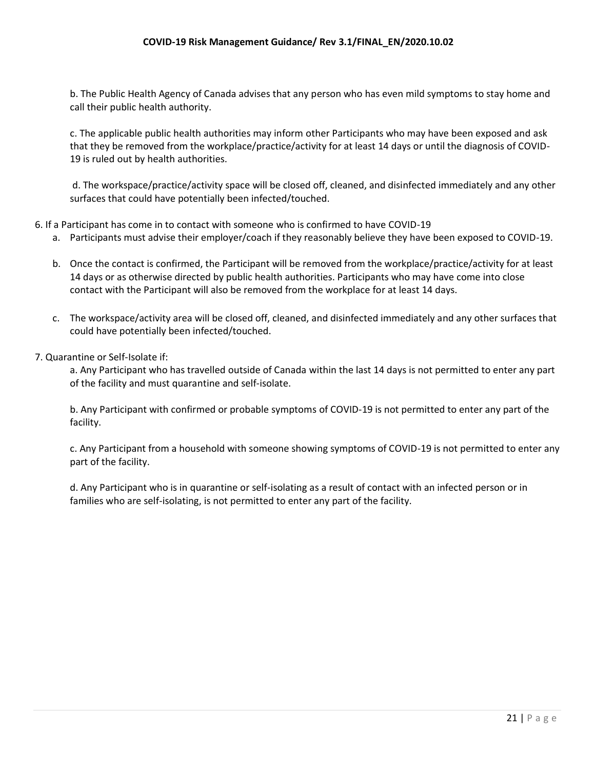b. The Public Health Agency of Canada advises that any person who has even mild symptoms to stay home and call their public health authority.

c. The applicable public health authorities may inform other Participants who may have been exposed and ask that they be removed from the workplace/practice/activity for at least 14 days or until the diagnosis of COVID-19 is ruled out by health authorities.

d. The workspace/practice/activity space will be closed off, cleaned, and disinfected immediately and any other surfaces that could have potentially been infected/touched.

6. If a Participant has come in to contact with someone who is confirmed to have COVID-19
   a. Participants must advise their employer/coach if they reasonably believe they have been exposed to COVID-19.
   b. Once the contact is confirmed, the Participant will be removed from the workplace/practice/activity for at least 14 days or as otherwise directed by public health authorities. Participants who may have come into close contact with the Participant will also be removed from the workplace for at least 14 days.
   c. The workspace/activity area will be closed off, cleaned, and disinfected immediately and any other surfaces that could have potentially been infected/touched.

7. Quarantine or Self-Isolate if:

   a. Any Participant who has travelled outside of Canada within the last 14 days is not permitted to enter any part of the facility and must quarantine and self-isolate.

   b. Any Participant with confirmed or probable symptoms of COVID-19 is not permitted to enter any part of the facility.

   c. Any Participant from a household with someone showing symptoms of COVID-19 is not permitted to enter any part of the facility.

   d. Any Participant who is in quarantine or self-isolating as a result of contact with an infected person or in families who are self-isolating, is not permitted to enter any part of the facility.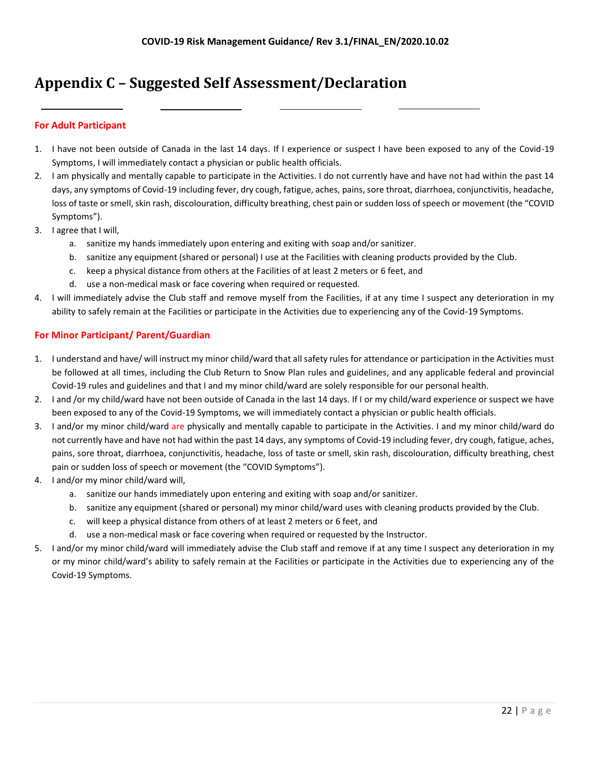# Appendix C – Suggested Self Assessment/Declaration

### For Adult Participant

1. I have not been outside of Canada in the last 14 days. If I experience or suspect I have been exposed to any of the Covid-19 Symptoms, I will immediately contact a physician or public health officials.
2. I am physically and mentally capable to participate in the Activities. I do not currently have and have not had within the past 14 days, any symptoms of Covid-19 including fever, dry cough, fatigue, aches, pains, sore throat, diarrhoea, conjunctivitis, headache, loss of taste or smell, skin rash, discolouration, difficulty breathing, chest pain or sudden loss of speech or movement (the "COVID Symptoms").
3. I agree that I will,
   a. sanitize my hands immediately upon entering and exiting with soap and/or sanitizer.
   b. sanitize any equipment (shared or personal) I use at the Facilities with cleaning products provided by the Club.
   c. keep a physical distance from others at the Facilities of at least 2 meters or 6 feet, and
   d. use a non-medical mask or face covering when required or requested.
4. I will immediately advise the Club staff and remove myself from the Facilities, if at any time I suspect any deterioration in my ability to safely remain at the Facilities or participate in the Activities due to experiencing any of the Covid-19 Symptoms.

### For Minor Participant/ Parent/Guardian

1. I understand and have/ will instruct my minor child/ward that all safety rules for attendance or participation in the Activities must be followed at all times, including the Club Return to Snow Plan rules and guidelines, and any applicable federal and provincial Covid-19 rules and guidelines and that I and my minor child/ward are solely responsible for our personal health.
2. I and /or my child/ward have not been outside of Canada in the last 14 days. If I or my child/ward experience or suspect we have been exposed to any of the Covid-19 Symptoms, we will immediately contact a physician or public health officials.
3. I and/or my minor child/ward are physically and mentally capable to participate in the Activities. I and my minor child/ward do not currently have and have not had within the past 14 days, any symptoms of Covid-19 including fever, dry cough, fatigue, aches, pains, sore throat, diarrhoea, conjunctivitis, headache, loss of taste or smell, skin rash, discolouration, difficulty breathing, chest pain or sudden loss of speech or movement (the "COVID Symptoms").
4. I and/or my minor child/ward will,
   a. sanitize our hands immediately upon entering and exiting with soap and/or sanitizer.
   b. sanitize any equipment (shared or personal) my minor child/ward uses with cleaning products provided by the Club.
   c. will keep a physical distance from others of at least 2 meters or 6 feet, and
   d. use a non-medical mask or face covering when required or requested by the Instructor.
5. I and/or my minor child/ward will immediately advise the Club staff and remove if at any time I suspect any deterioration in my or my minor child/ward's ability to safely remain at the Facilities or participate in the Activities due to experiencing any of the Covid-19 Symptoms.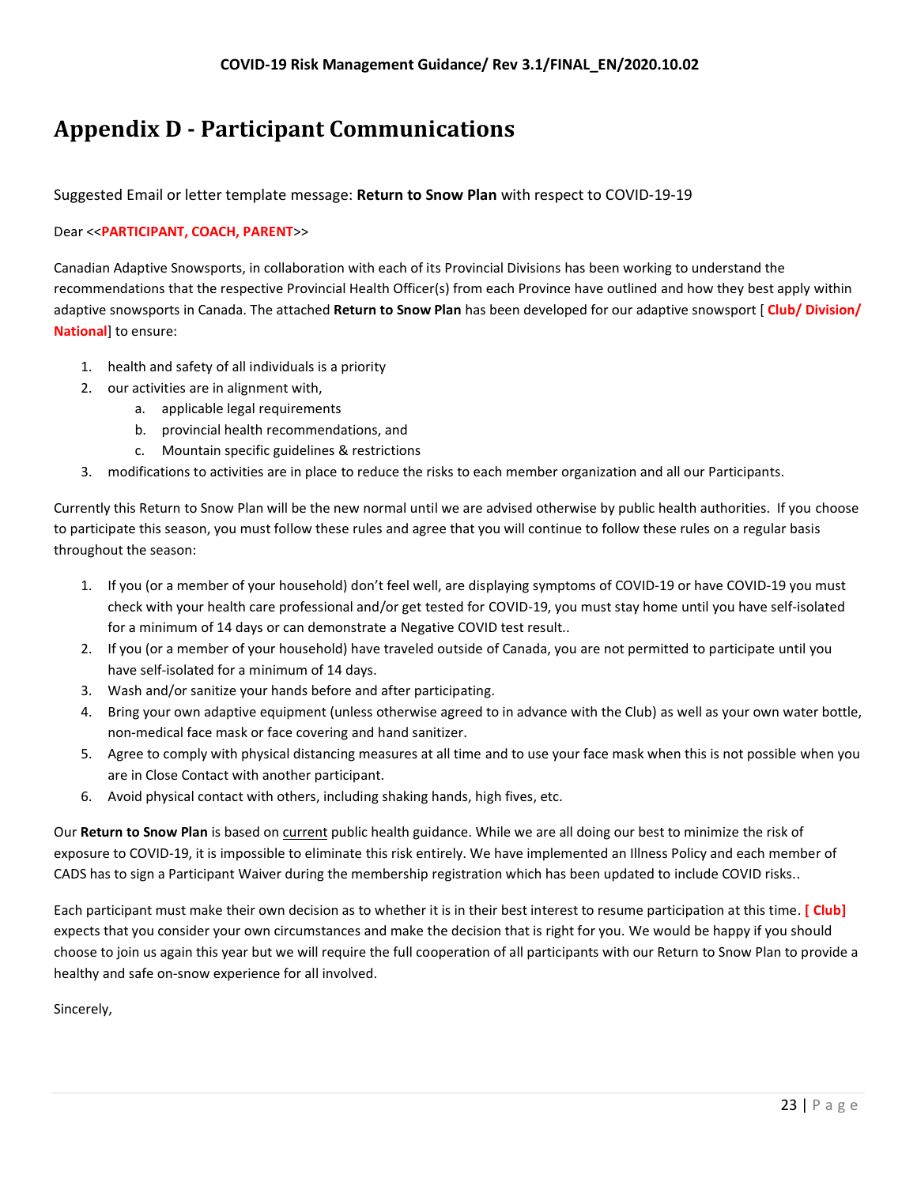# Appendix D - Participant Communications

Suggested Email or letter template message: **Return to Snow Plan** with respect to COVID-19-19

Dear <<**PARTICIPANT, COACH, PARENT**>>

Canadian Adaptive Snowsports, in collaboration with each of its Provincial Divisions has been working to understand the recommendations that the respective Provincial Health Officer(s) from each Province have outlined and how they best apply within adaptive snowsports in Canada. The attached **Return to Snow Plan** has been developed for our adaptive snowsport [ **Club/ Division/ National**] to ensure:

1. health and safety of all individuals is a priority
2. our activities are in alignment with,
   a. applicable legal requirements
   b. provincial health recommendations, and
   c. Mountain specific guidelines & restrictions
3. modifications to activities are in place to reduce the risks to each member organization and all our Participants.

Currently this Return to Snow Plan will be the new normal until we are advised otherwise by public health authorities. If you choose to participate this season, you must follow these rules and agree that you will continue to follow these rules on a regular basis throughout the season:

1. If you (or a member of your household) don't feel well, are displaying symptoms of COVID-19 or have COVID-19 you must check with your health care professional and/or get tested for COVID-19, you must stay home until you have self-isolated for a minimum of 14 days or can demonstrate a Negative COVID test result..
2. If you (or a member of your household) have traveled outside of Canada, you are not permitted to participate until you have self-isolated for a minimum of 14 days.
3. Wash and/or sanitize your hands before and after participating.
4. Bring your own adaptive equipment (unless otherwise agreed to in advance with the Club) as well as your own water bottle, non-medical face mask or face covering and hand sanitizer.
5. Agree to comply with physical distancing measures at all time and to use your face mask when this is not possible when you are in Close Contact with another participant.
6. Avoid physical contact with others, including shaking hands, high fives, etc.

Our **Return to Snow Plan** is based on current public health guidance. While we are all doing our best to minimize the risk of exposure to COVID-19, it is impossible to eliminate this risk entirely. We have implemented an Illness Policy and each member of CADS has to sign a Participant Waiver during the membership registration which has been updated to include COVID risks..

Each participant must make their own decision as to whether it is in their best interest to resume participation at this time. **[ Club]** expects that you consider your own circumstances and make the decision that is right for you. We would be happy if you should choose to join us again this year but we will require the full cooperation of all participants with our Return to Snow Plan to provide a healthy and safe on-snow experience for all involved.

Sincerely,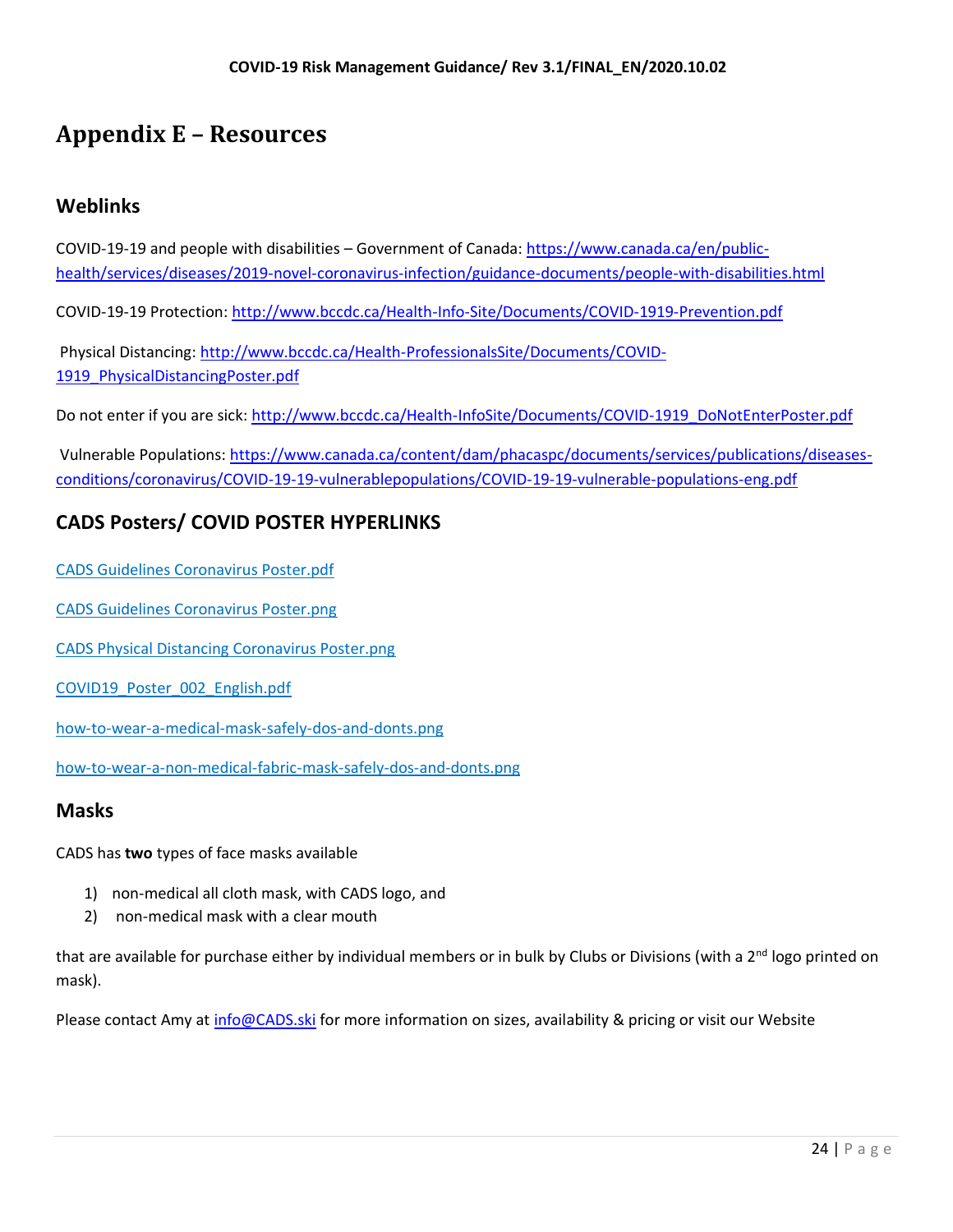# Appendix E – Resources

## Weblinks

COVID-19-19 and people with disabilities – Government of Canada: https://www.canada.ca/en/public-health/services/diseases/2019-novel-coronavirus-infection/guidance-documents/people-with-disabilities.html

COVID-19-19 Protection: http://www.bccdc.ca/Health-Info-Site/Documents/COVID-1919-Prevention.pdf

Physical Distancing: http://www.bccdc.ca/Health-ProfessionalsSite/Documents/COVID-1919_PhysicalDistancingPoster.pdf

Do not enter if you are sick: http://www.bccdc.ca/Health-InfoSite/Documents/COVID-1919_DoNotEnterPoster.pdf

Vulnerable Populations: https://www.canada.ca/content/dam/phacaspc/documents/services/publications/diseases-conditions/coronavirus/COVID-19-19-vulnerablepopulations/COVID-19-19-vulnerable-populations-eng.pdf

## CADS Posters/ COVID POSTER HYPERLINKS

CADS Guidelines Coronavirus Poster.pdf

CADS Guidelines Coronavirus Poster.png

CADS Physical Distancing Coronavirus Poster.png

COVID19_Poster_002_English.pdf

how-to-wear-a-medical-mask-safely-dos-and-donts.png

how-to-wear-a-non-medical-fabric-mask-safely-dos-and-donts.png

## Masks

CADS has **two** types of face masks available

1) non-medical all cloth mask, with CADS logo, and
2) non-medical mask with a clear mouth

that are available for purchase either by individual members or in bulk by Clubs or Divisions (with a 2nd logo printed on mask).

Please contact Amy at info@CADS.ski for more information on sizes, availability & pricing or visit our Website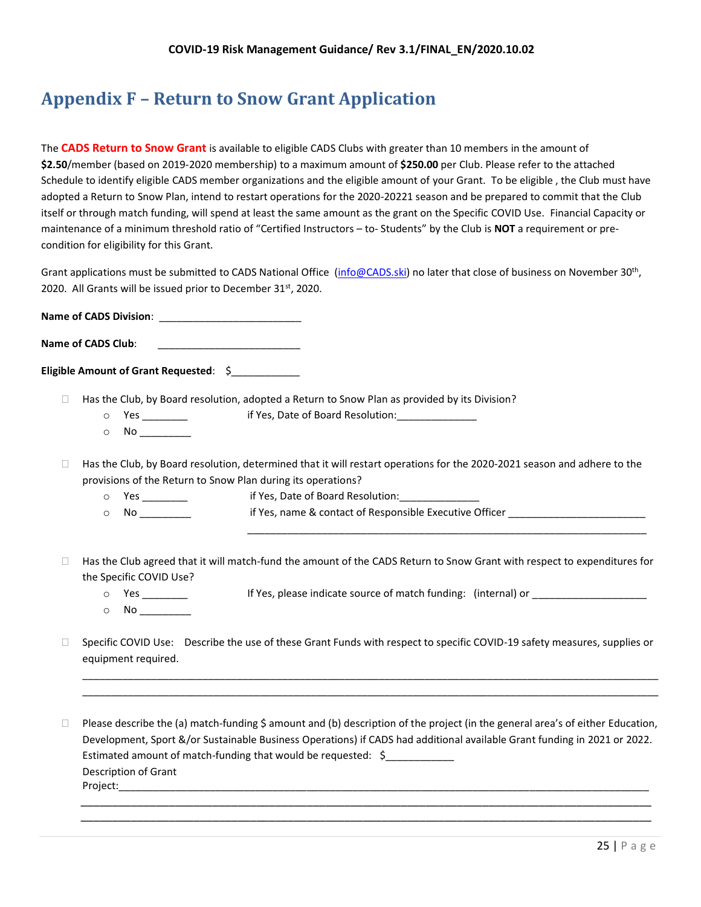# Appendix F – Return to Snow Grant Application

The **CADS Return to Snow Grant** is available to eligible CADS Clubs with greater than 10 members in the amount of **$2.50**/member (based on 2019-2020 membership) to a maximum amount of **$250.00** per Club. Please refer to the attached Schedule to identify eligible CADS member organizations and the eligible amount of your Grant. To be eligible , the Club must have adopted a Return to Snow Plan, intend to restart operations for the 2020-20221 season and be prepared to commit that the Club itself or through match funding, will spend at least the same amount as the grant on the Specific COVID Use. Financial Capacity or maintenance of a minimum threshold ratio of "Certified Instructors – to- Students" by the Club is **NOT** a requirement or pre-condition for eligibility for this Grant.

Grant applications must be submitted to CADS National Office (info@CADS.ski) no later that close of business on November 30th, 2020. All Grants will be issued prior to December 31st, 2020.

**Name of CADS Division**: _________________________

**Name of CADS Club**: _________________________

**Eligible Amount of Grant Requested**: $____________

- ☐ Has the Club, by Board resolution, adopted a Return to Snow Plan as provided by its Division?
  - Yes ________ if Yes, Date of Board Resolution:______________
  - No _________

- ☐ Has the Club, by Board resolution, determined that it will restart operations for the 2020-2021 season and adhere to the provisions of the Return to Snow Plan during its operations?
  - Yes ________ if Yes, Date of Board Resolution:______________
  - No _________ if Yes, name & contact of Responsible Executive Officer ________________________
  
    ________________________________________________________________________

- ☐ Has the Club agreed that it will match-fund the amount of the CADS Return to Snow Grant with respect to expenditures for the Specific COVID Use?
  - Yes ________ If Yes, please indicate source of match funding: (internal) or ___________________
  - No _________

- ☐ Specific COVID Use: Describe the use of these Grant Funds with respect to specific COVID-19 safety measures, supplies or equipment required.

  ________________________________________________________________________________________________
  ________________________________________________________________________________________________

- ☐ Please describe the (a) match-funding $ amount and (b) description of the project (in the general area's of either Education, Development, Sport &/or Sustainable Business Operations) if CADS had additional available Grant funding in 2021 or 2022.
  Estimated amount of match-funding that would be requested: $____________
  Description of Grant Project:_______________________________________________________________________________
  ________________________________________________________________________________________________
  ________________________________________________________________________________________________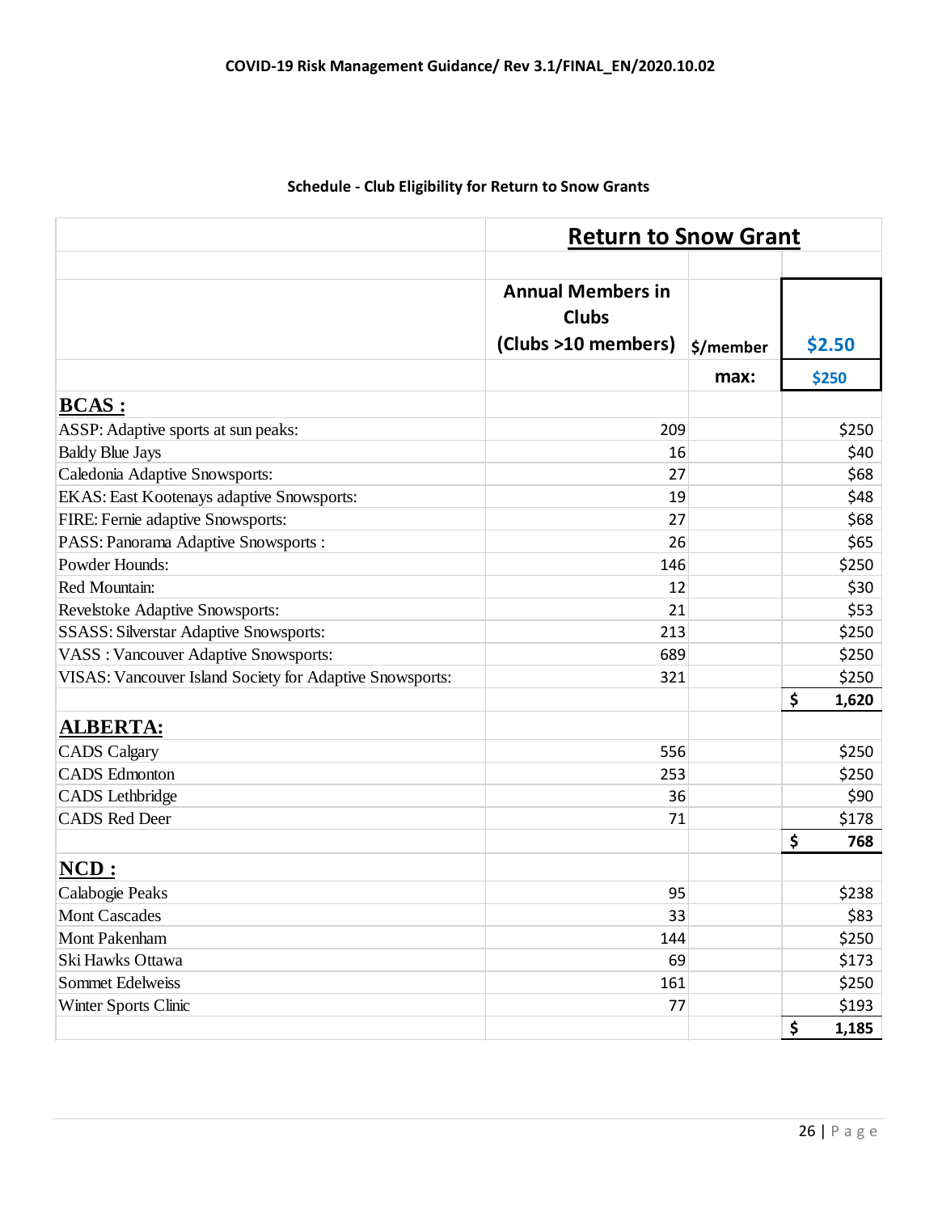**Schedule - Club Eligibility for Return to Snow Grants**

| | **Return to Snow Grant** | | |
|---|---|---|---|
| | **Annual Members in Clubs (Clubs >10 members)** | **$/member** | **$2.50** |
| | | **max:** | **$250** |
| **BCAS :** | | | |
| ASSP: Adaptive sports at sun peaks: | 209 | | $250 |
| Baldy Blue Jays | 16 | | $40 |
| Caledonia Adaptive Snowsports: | 27 | | $68 |
| EKAS: East Kootenays adaptive Snowsports: | 19 | | $48 |
| FIRE: Fernie adaptive Snowsports: | 27 | | $68 |
| PASS: Panorama Adaptive Snowsports : | 26 | | $65 |
| Powder Hounds: | 146 | | $250 |
| Red Mountain: | 12 | | $30 |
| Revelstoke Adaptive Snowsports: | 21 | | $53 |
| SSASS: Silverstar Adaptive Snowsports: | 213 | | $250 |
| VASS : Vancouver Adaptive Snowsports: | 689 | | $250 |
| VISAS: Vancouver Island Society for Adaptive Snowsports: | 321 | | $250 |
| | | | **$ 1,620** |
| **ALBERTA:** | | | |
| CADS Calgary | 556 | | $250 |
| CADS Edmonton | 253 | | $250 |
| CADS Lethbridge | 36 | | $90 |
| CADS Red Deer | 71 | | $178 |
| | | | **$ 768** |
| **NCD :** | | | |
| Calabogie Peaks | 95 | | $238 |
| Mont Cascades | 33 | | $83 |
| Mont Pakenham | 144 | | $250 |
| Ski Hawks Ottawa | 69 | | $173 |
| Sommet Edelweiss | 161 | | $250 |
| Winter Sports Clinic | 77 | | $193 |
| | | | **$ 1,185** |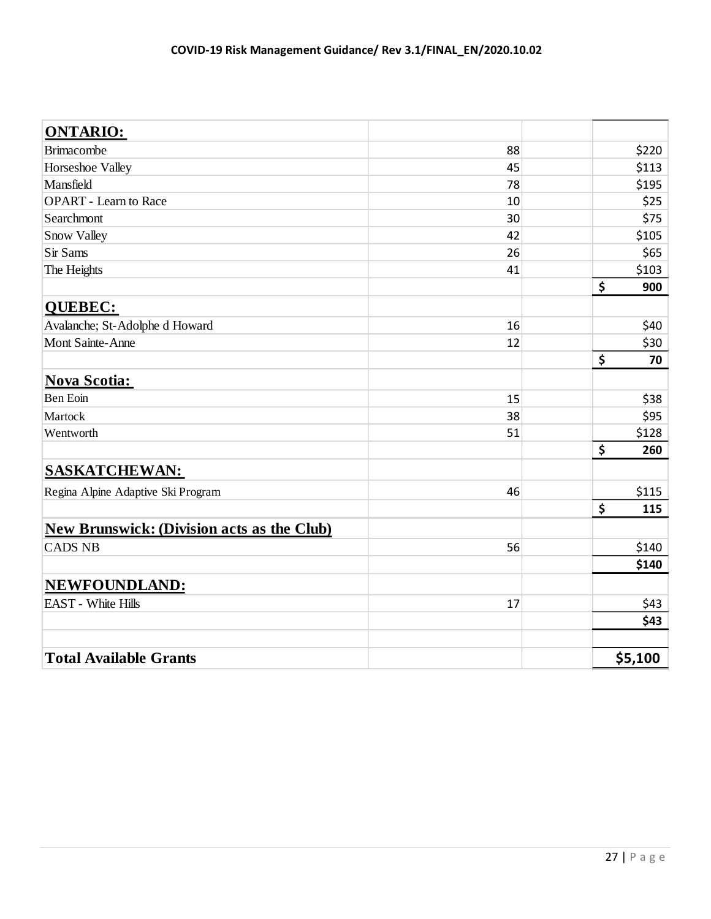| **ONTARIO:** | | | |
|---|---|---|---|
| Brimacombe | 88 | | $220 |
| Horseshoe Valley | 45 | | $113 |
| Mansfield | 78 | | $195 |
| OPART - Learn to Race | 10 | | $25 |
| Searchmont | 30 | | $75 |
| Snow Valley | 42 | | $105 |
| Sir Sams | 26 | | $65 |
| The Heights | 41 | | $103 |
| | | | **$ 900** |
| **QUEBEC:** | | | |
| Avalanche; St-Adolphe d Howard | 16 | | $40 |
| Mont Sainte-Anne | 12 | | $30 |
| | | | **$ 70** |
| **Nova Scotia:** | | | |
| Ben Eoin | 15 | | $38 |
| Martock | 38 | | $95 |
| Wentworth | 51 | | $128 |
| | | | **$ 260** |
| **SASKATCHEWAN:** | | | |
| Regina Alpine Adaptive Ski Program | 46 | | $115 |
| | | | **$ 115** |
| **New Brunswick: (Division acts as the Club)** | | | |
| CADS NB | 56 | | $140 |
| | | | **$140** |
| **NEWFOUNDLAND:** | | | |
| EAST - White Hills | 17 | | $43 |
| | | | **$43** |
| | | | |
| **Total Available Grants** | | | **$5,100** |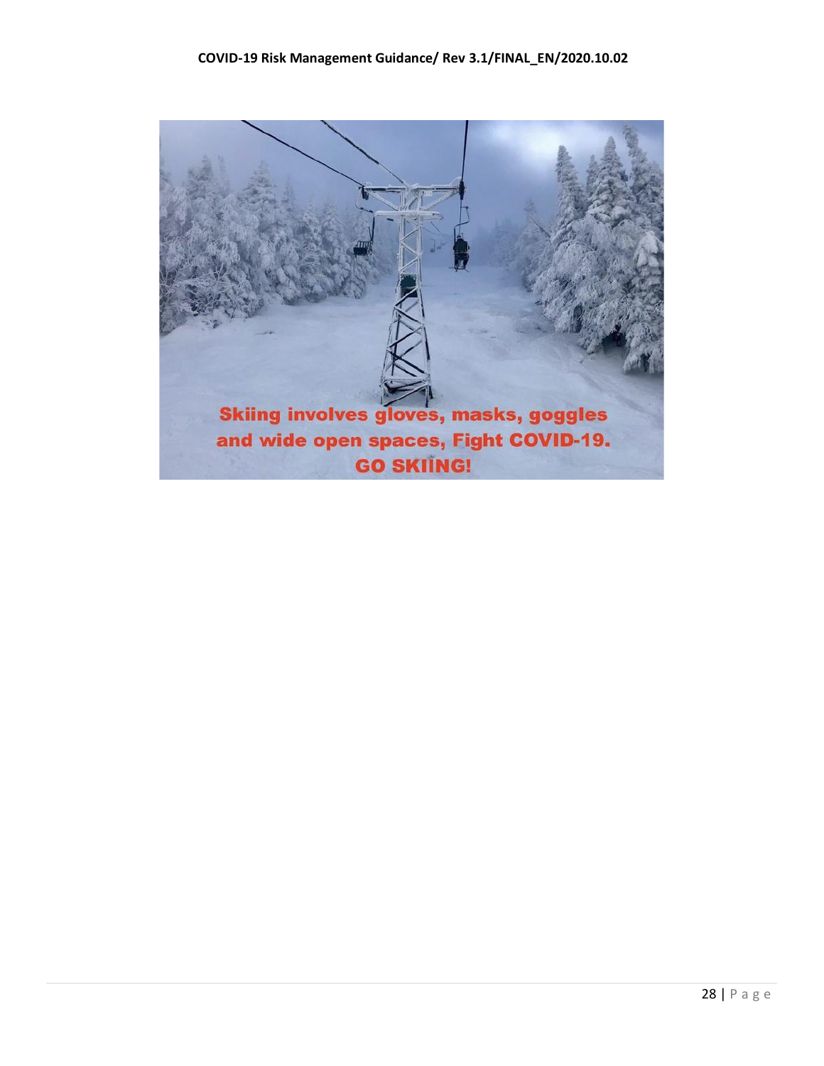Skiing involves gloves, masks, goggles and wide open spaces, Fight COVID-19. GO SKIING!